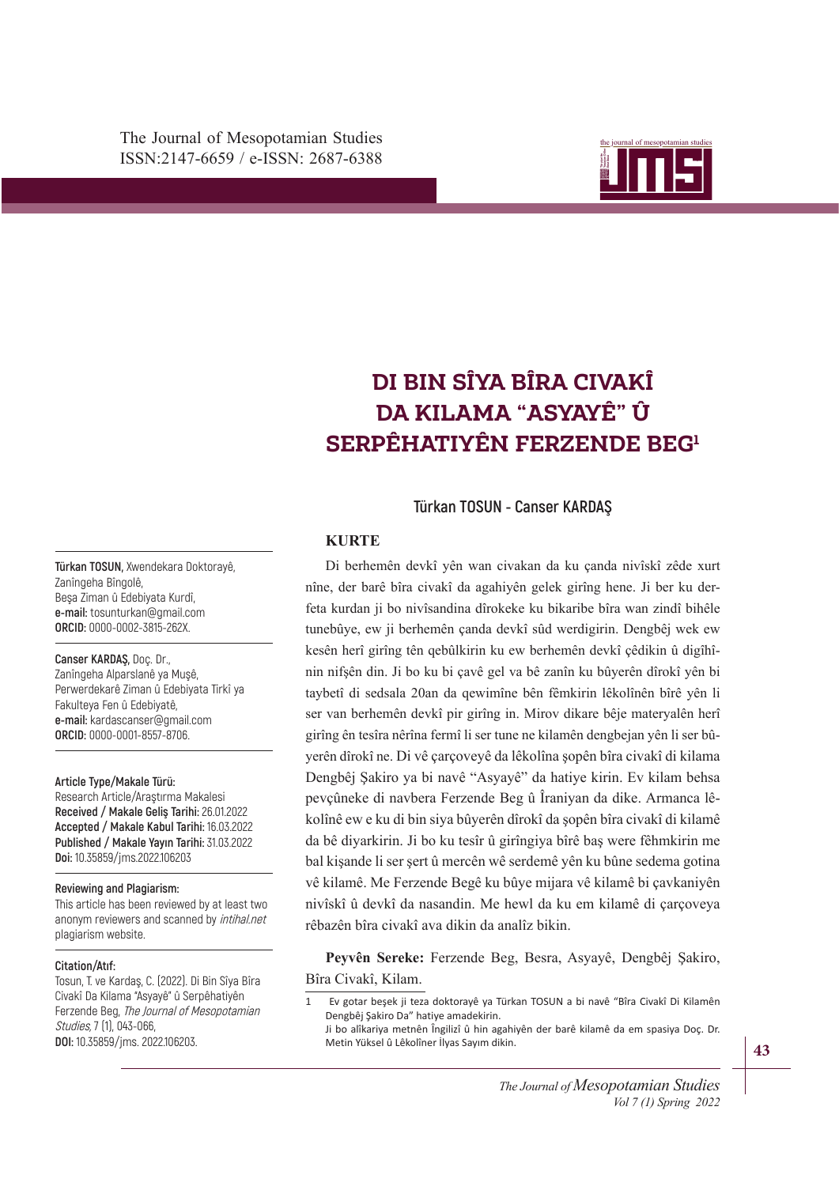The Journal of Mesopotamian Studies
ISSN:2147-6659 / e-ISSN: 2687-6388

# DI BIN SÎYA BÎRA CIVAKÎ DA KILAMA "ASYAYÊ" Û SERPÊHATIYÊN FERZENDE BEG[1]

**Türkan TOSUN - Canser KARDAŞ**

## KURTE

Di berhemên devkî yên wan civakan da ku çanda nivîskî zêde xurt nîne, der barê bîra civakî da agahiyên gelek girîng hene. Ji ber ku derfeta kurdan ji bo nivîsandina dîrokeke ku bikaribe bîra wan zindî bihêle tunebûye, ew ji berhemên çanda devkî sûd werdigirin. Dengbêj wek ew kesên herî girîng tên qebûlkirin ku ew berhemên devkî çêdikin û digîhînin nifşên din. Ji bo ku bi çavê gel va bê zanîn ku bûyerên dîrokî yên bi taybetî di sedsala 20an da qewimîne bên fêmkirin lêkolînên bîrê yên li ser van berhemên devkî pir girîng in. Mirov dikare bêje materyalên herî girîng ên tesîra nêrîna fermî li ser tune ne kilamên dengbejan yên li ser bûyerên dîrokî ne. Di vê çarçoveyê da lêkolîna şopên bîra civakî di kilama Dengbêj Şakiro ya bi navê "Asyayê" da hatiye kirin. Ev kilam behsa pevçûneke di navbera Ferzende Beg û Îraniyan da dike. Armanca lêkolînê ew e ku di bin siya bûyerên dîrokî da şopên bîra civakî di kilamê da bê diyarkirin. Ji bo ku tesîr û girîngiya bîrê baş were fêhmkirin me bal kişande li ser şert û mercên wê serdemê yên ku bûne sedema gotina vê kilamê. Me Ferzende Begê ku bûye mijara vê kilamê bi çavkaniyên nivîskî û devkî da nasandin. Me hewl da ku em kilamê di çarçoveya rêbazên bîra civakî ava dikin da analîz bikin.

**Peyvên Sereke:** Ferzende Beg, Besra, Asyayê, Dengbêj Şakiro, Bîra Civakî, Kilam.

---

**Türkan TOSUN,** Xwendekara Doktorayê, Zanîngeha Bîngolê, Beşa Ziman û Edebiyata Kurdî,
**e-mail:** tosunturkan@gmail.com
**ORCID:** 0000-0002-3815-262X.

**Canser KARDAŞ,** Doç. Dr., Zanîngeha Alparslanê ya Muşê, Perwerdekarê Ziman û Edebiyata Tirkî ya Fakulteya Fen û Edebiyatê,
**e-mail:** kardascanser@gmail.com
**ORCID:** 0000-0001-8557-8706.

**Article Type/Makale Türü:**
Research Article/Araştırma Makalesi
**Received / Makale Geliş Tarihi:** 26.01.2022
**Accepted / Makale Kabul Tarihi:** 16.03.2022
**Published / Makale Yayın Tarihi:** 31.03.2022
**Doi:** 10.35859/jms.2022.106203

**Reviewing and Plagiarism:**
This article has been reviewed by at least two anonym reviewers and scanned by *intihal.net* plagiarism website.

**Citation/Atıf:**
Tosun, T. ve Kardaş, C. (2022). Di Bin Sîya Bîra Civakî Da Kilama "Asyayê" û Serpêhatiyên Ferzende Beg, *The Journal of Mesopotamian Studies*, 7 (1), 043-066,
**DOI:** 10.35859/jms. 2022.106203.

---

1 Ev gotar beşek ji teza doktorayê ya Türkan TOSUN a bi navê "Bîra Civakî Di Kilamên Dengbêj Şakiro Da" hatiye amadekirin.
Ji bo alîkariya metnên Îngilizî û hin agahiyên der barê kilamê da em spasiya Doç. Dr. Metin Yüksel û Lêkolîner Îlyas Sayım dikin.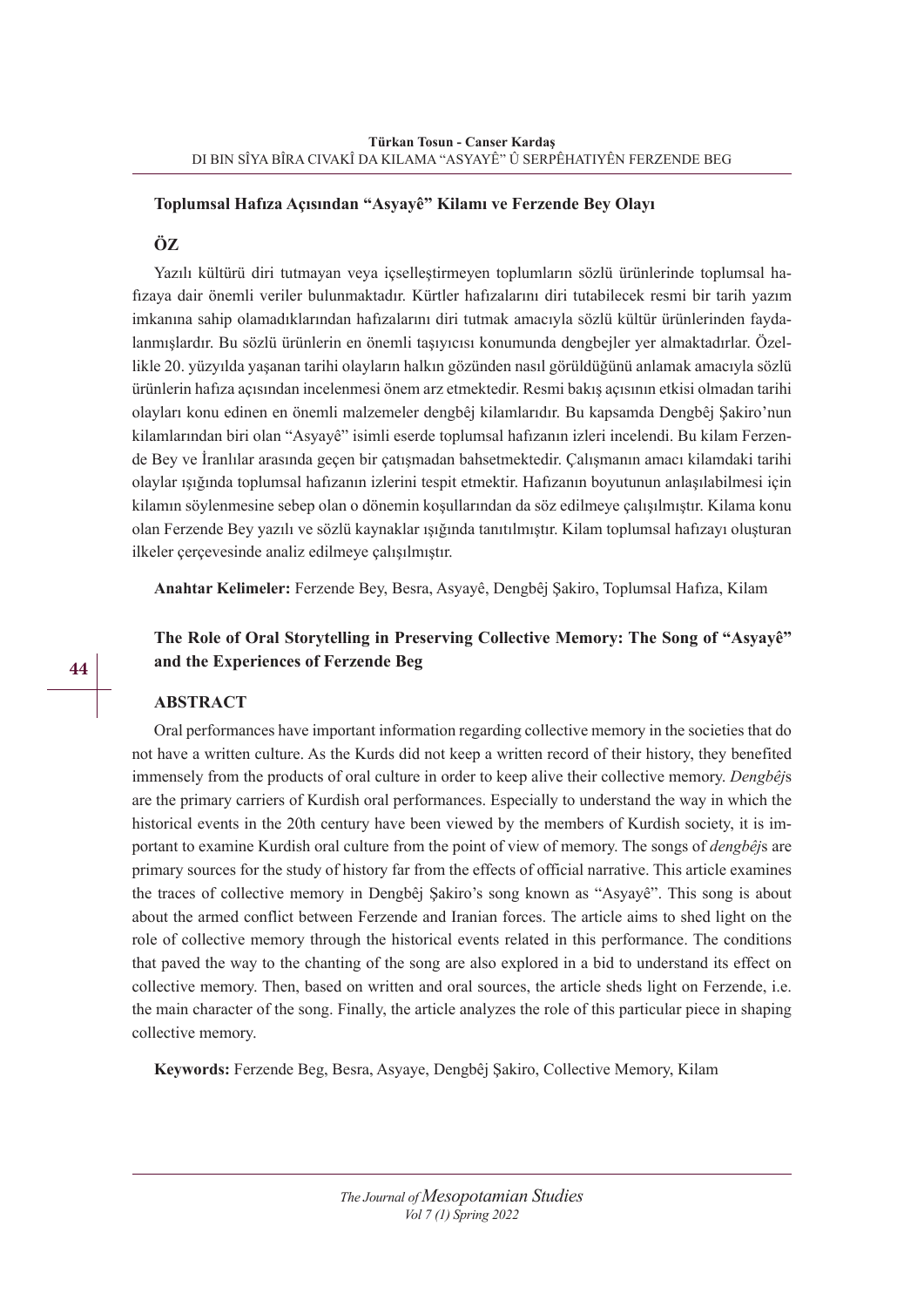**Toplumsal Hafıza Açısından "Asyayê" Kilamı ve Ferzende Bey Olayı**

**ÖZ**

Yazılı kültürü diri tutmayan veya içselleştirmeyen toplumların sözlü ürünlerinde toplumsal hafızaya dair önemli veriler bulunmaktadır. Kürtler hafızalarını diri tutabilecek resmi bir tarih yazım imkanına sahip olamadıklarından hafızalarını diri tutmak amacıyla sözlü kültür ürünlerinden faydalanmışlardır. Bu sözlü ürünlerin en önemli taşıyıcısı konumunda dengbejler yer almaktadırlar. Özellikle 20. yüzyılda yaşanan tarihi olayların halkın gözünden nasıl görüldüğünü anlamak amacıyla sözlü ürünlerin hafıza açısından incelenmesi önem arz etmektedir. Resmi bakış açısının etkisi olmadan tarihi olayları konu edinen en önemli malzemeler dengbêj kilamlarıdır. Bu kapsamda Dengbêj Şakiro'nun kilamlarından biri olan "Asyayê" isimli eserde toplumsal hafızanın izleri incelendi. Bu kilam Ferzende Bey ve İranlılar arasında geçen bir çatışmadan bahsetmektedir. Çalışmanın amacı kilamdaki tarihi olaylar ışığında toplumsal hafızanın izlerini tespit etmektir. Hafızanın boyutunun anlaşılabilmesi için kilamın söylenmesine sebep olan o dönemin koşullarından da söz edilmeye çalışılmıştır. Kilama konu olan Ferzende Bey yazılı ve sözlü kaynaklar ışığında tanıtılmıştır. Kilam toplumsal hafızayı oluşturan ilkeler çerçevesinde analiz edilmeye çalışılmıştır.

**Anahtar Kelimeler:** Ferzende Bey, Besra, Asyayê, Dengbêj Şakiro, Toplumsal Hafıza, Kilam

**The Role of Oral Storytelling in Preserving Collective Memory: The Song of "Asyayê" and the Experiences of Ferzende Beg**

**ABSTRACT**

Oral performances have important information regarding collective memory in the societies that do not have a written culture. As the Kurds did not keep a written record of their history, they benefited immensely from the products of oral culture in order to keep alive their collective memory. *Dengbêj*s are the primary carriers of Kurdish oral performances. Especially to understand the way in which the historical events in the 20th century have been viewed by the members of Kurdish society, it is important to examine Kurdish oral culture from the point of view of memory. The songs of *dengbêj*s are primary sources for the study of history far from the effects of official narrative. This article examines the traces of collective memory in Dengbêj Şakiro's song known as "Asyayê". This song is about about the armed conflict between Ferzende and Iranian forces. The article aims to shed light on the role of collective memory through the historical events related in this performance. The conditions that paved the way to the chanting of the song are also explored in a bid to understand its effect on collective memory. Then, based on written and oral sources, the article sheds light on Ferzende, i.e. the main character of the song. Finally, the article analyzes the role of this particular piece in shaping collective memory.

**Keywords:** Ferzende Beg, Besra, Asyaye, Dengbêj Şakiro, Collective Memory, Kilam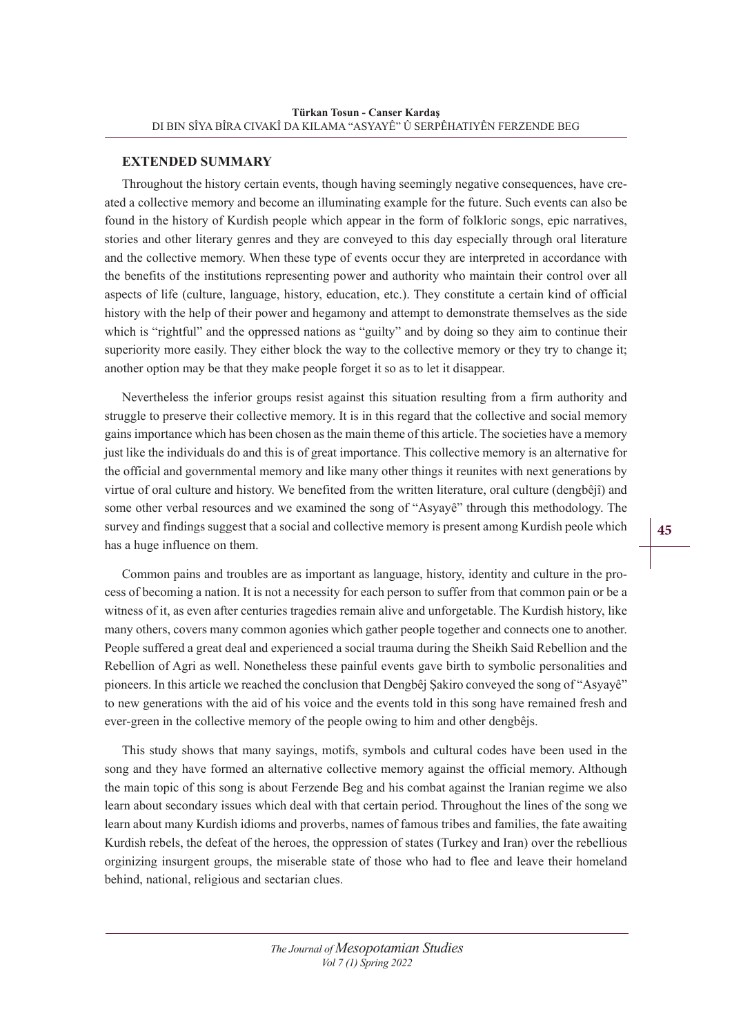## EXTENDED SUMMARY

Throughout the history certain events, though having seemingly negative consequences, have created a collective memory and become an illuminating example for the future. Such events can also be found in the history of Kurdish people which appear in the form of folkloric songs, epic narratives, stories and other literary genres and they are conveyed to this day especially through oral literature and the collective memory. When these type of events occur they are interpreted in accordance with the benefits of the institutions representing power and authority who maintain their control over all aspects of life (culture, language, history, education, etc.). They constitute a certain kind of official history with the help of their power and hegamony and attempt to demonstrate themselves as the side which is "rightful" and the oppressed nations as "guilty" and by doing so they aim to continue their superiority more easily. They either block the way to the collective memory or they try to change it; another option may be that they make people forget it so as to let it disappear.

Nevertheless the inferior groups resist against this situation resulting from a firm authority and struggle to preserve their collective memory. It is in this regard that the collective and social memory gains importance which has been chosen as the main theme of this article. The societies have a memory just like the individuals do and this is of great importance. This collective memory is an alternative for the official and governmental memory and like many other things it reunites with next generations by virtue of oral culture and history. We benefited from the written literature, oral culture (dengbêjî) and some other verbal resources and we examined the song of "Asyayê" through this methodology. The survey and findings suggest that a social and collective memory is present among Kurdish peole which has a huge influence on them.

Common pains and troubles are as important as language, history, identity and culture in the process of becoming a nation. It is not a necessity for each person to suffer from that common pain or be a witness of it, as even after centuries tragedies remain alive and unforgetable. The Kurdish history, like many others, covers many common agonies which gather people together and connects one to another. People suffered a great deal and experienced a social trauma during the Sheikh Said Rebellion and the Rebellion of Agri as well. Nonetheless these painful events gave birth to symbolic personalities and pioneers. In this article we reached the conclusion that Dengbêj Şakiro conveyed the song of "Asyayê" to new generations with the aid of his voice and the events told in this song have remained fresh and ever-green in the collective memory of the people owing to him and other dengbêjs.

This study shows that many sayings, motifs, symbols and cultural codes have been used in the song and they have formed an alternative collective memory against the official memory. Although the main topic of this song is about Ferzende Beg and his combat against the Iranian regime we also learn about secondary issues which deal with that certain period. Throughout the lines of the song we learn about many Kurdish idioms and proverbs, names of famous tribes and families, the fate awaiting Kurdish rebels, the defeat of the heroes, the oppression of states (Turkey and Iran) over the rebellious orginizing insurgent groups, the miserable state of those who had to flee and leave their homeland behind, national, religious and sectarian clues.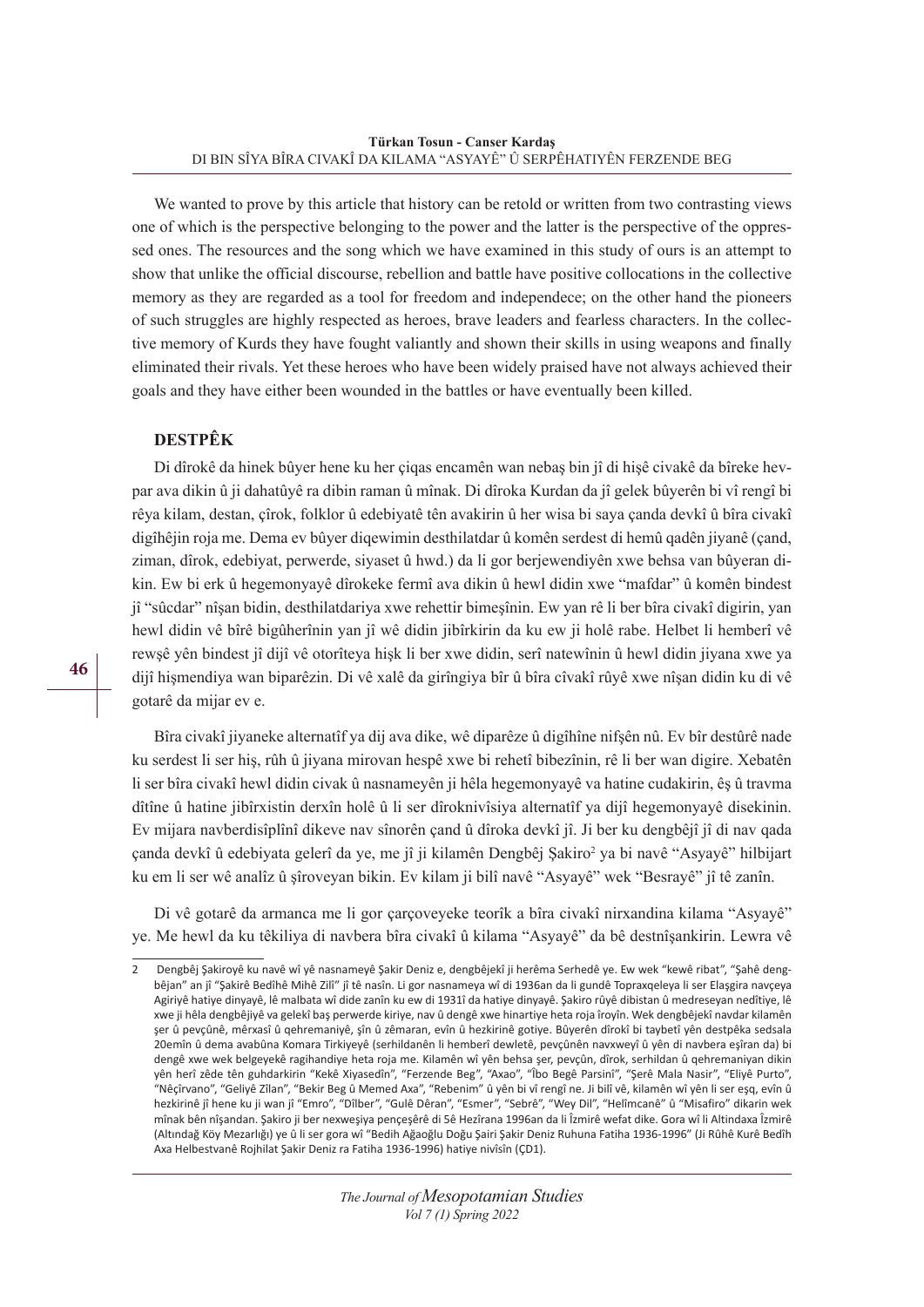We wanted to prove by this article that history can be retold or written from two contrasting views one of which is the perspective belonging to the power and the latter is the perspective of the oppressed ones. The resources and the song which we have examined in this study of ours is an attempt to show that unlike the official discourse, rebellion and battle have positive collocations in the collective memory as they are regarded as a tool for freedom and independece; on the other hand the pioneers of such struggles are highly respected as heroes, brave leaders and fearless characters. In the collective memory of Kurds they have fought valiantly and shown their skills in using weapons and finally eliminated their rivals. Yet these heroes who have been widely praised have not always achieved their goals and they have either been wounded in the battles or have eventually been killed.

## DESTPÊK

Di dîrokê da hinek bûyer hene ku her çiqas encamên wan nebaş bin jî di hişê civakê da bîreke hevpar ava dikin û ji dahatûyê ra dibin raman û mînak. Di dîroka Kurdan da jî gelek bûyerên bi vî rengî bi rêya kilam, destan, çîrok, folklor û edebiyatê tên avakirin û her wisa bi saya çanda devkî û bîra civakî digîhêjin roja me. Dema ev bûyer diqewimin desthilatdar û komên serdest di hemû qadên jiyanê (çand, ziman, dîrok, edebiyat, perwerde, siyaset û hwd.) da li gor berjewendiyên xwe behsa van bûyeran dikin. Ew bi erk û hegemonyayê dîrokeke fermî ava dikin û hewl didin xwe "mafdar" û komên bindest jî "sûcdar" nîşan bidin, desthilatdariya xwe rehettir bimeşînin. Ew yan rê li ber bîra civakî digirin, yan hewl didin vê bîrê bigûherînin yan jî wê didin jibîrkirin da ku ew jî holê rabe. Helbet li hemberî vê rewşê yên bindest jî dijî vê otorîteya hişk li ber xwe didin, serî natewînin û hewl didin jiyana xwe ya dijî hişmendiya wan biparêzin. Di vê xalê da girîngiya bîr û bîra cîvakî rûyê xwe nîşan didin ku di vê gotarê da mijar ev e.

Bîra civakî jiyaneke alternatîf ya dij ava dike, wê diparêze û digîhîne nifşên nû. Ev bîr destûrê nade ku serdest li ser hiş, rûh û jiyana mirovan hespê xwe bi rehetî bibezînin, rê li ber wan digire. Xebatên li ser bîra civakî hewl didin civak û nasnameyên ji hêla hegemonyayê va hatine cudakirin, êş û travma dîtîne û hatine jibîrxistin derxîn holê û li ser dîroknivîsiya alternatîf ya dijî hegemonyayê disekinin. Ev mijara navberdisîplînî dikeve nav sînorên çand û dîroka devkî jî. Ji ber ku dengbêjî jî di nav qada çanda devkî û edebiyata gelerî da ye, me jî ji kilamên Dengbêj Şakiro[2] ya bi navê "Asyayê" hilbijart ku em li ser wê analîz û şîroveyan bikin. Ev kilam ji bilî navê "Asyayê" wek "Besrayê" jî tê zanîn.

Di vê gotarê da armanca me li gor çarçoveyeke teorîk a bîra civakî nirxandina kilama "Asyayê" ye. Me hewl da ku têkiliya di navbera bîra civakî û kilama "Asyayê" da bê destnîşankirin. Lewra vê

---

2 Dengbêj Şakiroyê ku navê wî yê nasnameyê Şakir Deniz e, dengbêjekî ji herêma Serhedê ye. Ew wek "kewê ribat", "Şahê dengbêjan" an jî "Şakirê Bedîhê Mihê Zilî" jî tê nasîn. Li gor nasnameya wî di 1936an da li gundê Topraxqeleya li ser Elaşgira navçeya Agiriyê hatiye dinyayê, lê malbata wî dide zanîn ku ew di 1931î da hatiye dinyayê. Şakiro rûyê dibistan û medreseyan nedîtiye, lê xwe ji hêla dengbêjiyê va gelekî baş perwerde kiriye, nav û dengê xwe hinartiye heta roja îroyîn. Wek dengbêjekî navdar kilamên şer û pevçûnê, mêrxasî û qehremaniyê, şîn û zêmaran, evîn û hezkirinê gotiye. Bûyerên dîrokî bi taybetî yên destpêka sedsala 20emîn û dema avabûna Komara Tirkiyeyê (serhildanên li hemberî dewletê, pevçûnên navxweyî û yên di navbera eşîran da) bi dengê xwe wek belgeyekê ragihandiye heta roja me. Kilamên wî yên behsa şer, pevçûn, dîrok, serhildan û qehremaniyan dikin yên herî zêde tên guhdarkirin "Kekê Xiyasedîn", "Ferzende Beg", "Axao", "Îbo Begê Parsinî", "Şerê Mala Nasir", "Eliyê Purto", "Nêçîrvano", "Geliyê Zîlan", "Bekir Beg û Memed Axa", "Rebenim" û yên bi vî rengî ne. Ji bilî vê, kilamên wî yên li ser eşq, evîn û hezkirinê jî hene ku ji wan jî "Emro", "Dîlber", "Gulê Dêran", "Esmer", "Sebrê", "Wey Dil", "Helîmcanê" û "Misafiro" dikarin wek mînak bên nîşandan. Şakiro ji ber nexweşiya pençeşêrê di 5ê Hezîrana 1996an da li Îzmirê wefat dike. Gora wî li Altindaxa Îzmirê (Altındağ Köy Mezarlığı) ye û li ser gora wî "Bedih Ağaoğlu Doğu Şairi Şakir Deniz Ruhuna Fatiha 1936-1996" (Ji Rûhê Kurê Bedîh Axa Helbestvanê Rojhilat Şakir Deniz ra Fatiha 1936-1996) hatiye nivîsîn (ÇD1).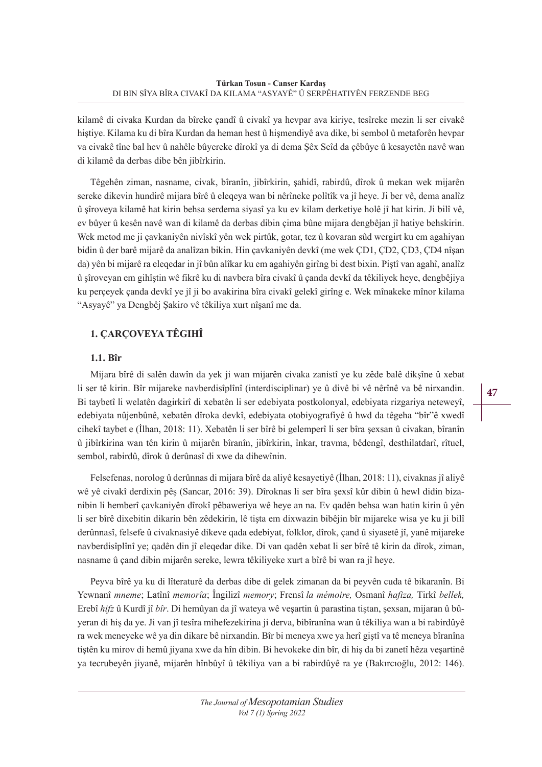kilamê di civaka Kurdan da bîreke çandî û civakî ya hevpar ava kiriye, tesîreke mezin li ser civakê hiştiye. Kilama ku di bîra Kurdan da heman hest û hişmendiyê ava dike, bi sembol û metaforên hevpar va civakê tîne bal hev û nahêle bûyereke dîrokî ya di dema Şêx Seîd da çêbûye û kesayetên navê wan di kilamê da derbas dibe bên jibîrkirin.

Têgehên ziman, nasname, civak, bîranîn, jibîrkirin, şahidî, rabirdû, dîrok û mekan wek mijarên sereke dikevin hundirê mijara bîrê û eleqeya wan bi nêrîneke polîtîk va jî heye. Ji ber vê, dema analîz û şîroveya kilamê hat kirin behsa serdema siyasî ya ku ev kilam derketiye holê jî hat kirin. Ji bilî vê, ev bûyer û kesên navê wan di kilamê da derbas dibin çima bûne mijara dengbêjan jî hatiye behskirin. Wek metod me ji çavkaniyên nivîskî yên wek pirtûk, gotar, tez û kovaran sûd wergirt ku em agahiyan bidin û der barê mijarê da analîzan bikin. Hin çavkaniyên devkî (me wek ÇD1, ÇD2, ÇD3, ÇD4 nîşan da) yên bi mijarê ra eleqedar in jî bûn alîkar ku em agahiyên girîng bi dest bixin. Piştî van agahî, analîz û şîroveyan em gihîştin wê fikrê ku di navbera bîra civakî û çanda devkî da têkiliyek heye, dengbêjiya ku perçeyek çanda devkî ye jî ji bo avakirina bîra civakî gelekî girîng e. Wek mînakeke mînor kilama "Asyayê" ya Dengbêj Şakiro vê têkiliya xurt nîşanî me da.

## 1. ÇARÇOVEYA TÊGIHÎ

### 1.1. Bîr

Mijara bîrê di salên dawîn da yek ji wan mijarên civaka zanistî ye ku zêde balê dikşîne û xebat li ser tê kirin. Bîr mijareke navberdisîplînî (interdisciplinary) ye û divê bi vê nêrînê va bê nirxandin. Bi taybetî li welatên dagirkirî di xebatên li ser edebiyata postkolonyal, edebiyata rizgariya neteweyî, edebiyata nûjenbûnê, xebatên dîroka devkî, edebiyata otobiyografiyê û hwd da têgeha "bîr"ê xwedî cihekî taybet e (İlhan, 2018: 11). Xebatên li ser bîrê bi gelemperî li ser bîra şexsan û civakan, bîranîn û jibîrkirina wan tên kirin û mijarên bîranîn, jibîrkirin, înkar, travma, bêdengî, desthilatdarî, rîtuel, sembol, rabirdû, dîrok û derûnasî di xwe da dihewînin.

Felsefenas, norolog û derûnnas di mijara bîrê da aliyê kesayetiyê (İlhan, 2018: 11), civaknas jî aliyê wê yê civakî derdixin pêş (Sancar, 2016: 39). Dîroknas li ser bîra şexsî kûr dibin û hewl didin bizanibin li hemberî çavkaniyên dîrokî pêbaweriya wê heye an na. Ev qadên behsa wan hatin kirin û yên li ser bîrê dixebitin dikarin bên zêdekirin, lê tişta em dixwazin bibêjin bîr mijareke wisa ye ku ji bilî derûnnasî, felsefe û civaknasiyê dikeve qada edebiyat, folklor, dîrok, çand û siyasetê jî, yanê mijareke navberdisîplînî ye; qadên din jî eleqedar dike. Di van qadên xebat li ser bîrê tê kirin da dîrok, ziman, nasname û çand dibin mijarên sereke, lewra têkiliyeke xurt a bîrê bi wan ra jî heye.

Peyva bîrê ya ku di lîteraturê da derbas dibe di gelek zimanan da bi peyvên cuda tê bikaranîn. Bi Yewnanî *mneme*; Latînî *memoria*; Îngilîzî *memory*; Frensî *la mémoire,* Osmanî *hafiza,* Tirkî *bellek,* Erebî *hifz* û Kurdî jî *bîr*. Di hemûyan da jî wateya wê veşartin û parastina tiştan, şexsan, mijaran û bûyeran di hiş da ye. Ji van jî tesîra mihefezekirina ji derva, bibîranîna wan û têkiliya wan a bi rabirdûyê ra wek meneyeke wê ya din dikare bê nirxandin. Bîr bi meneya xwe ya herî giştî va tê meneya bîranîna tiştên ku mirov di hemû jiyana xwe da hîn dibin. Bi hevokeke din bîr, di hiş da bi zanetî hêza veşartinê ya tecrubeyên jiyanê, mijarên hînbûyî û têkiliya van a bi rabirdûyê ra ye (Bakırcıoğlu, 2012: 146).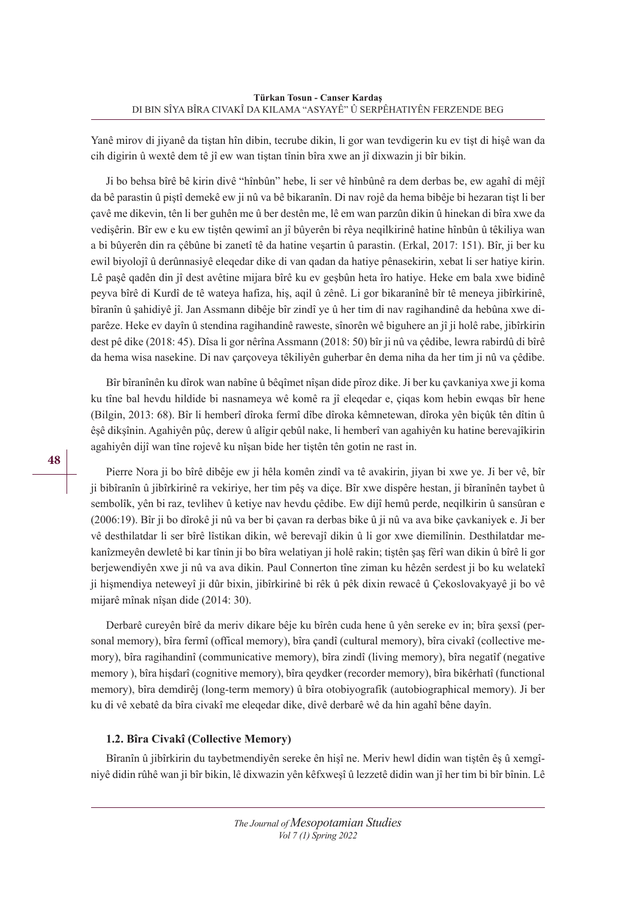Yanê mirov di jiyanê da tiştan hîn dibin, tecrube dikin, li gor wan tevdigerin ku ev tişt di hişê wan da cih digirin û wextê dem tê jî ew wan tiştan tînin bîra xwe an jî dixwazin ji bîr bikin.

Ji bo behsa bîrê bê kirin divê "hînbûn" hebe, li ser vê hînbûnê ra dem derbas be, ew agahî di mêjî da bê parastin û piştî demekê ew ji nû va bê bikaranîn. Di nav rojê da hema bibêje bi hezaran tişt li ber çavê me dikevin, tên li ber guhên me û ber destên me, lê em wan parzûn dikin û hinekan di bîra xwe da vedişêrin. Bîr ew e ku ew tiştên qewimî an jî bûyerên bi rêya neqilkirinê hatine hînbûn û têkiliya wan a bi bûyerên din ra çêbûne bi zanetî tê da hatine veşartin û parastin. (Erkal, 2017: 151). Bîr, ji ber ku ewil biyolojî û derûnnasiyê eleqedar dike di van qadan da hatiye pênasekirin, xebat li ser hatiye kirin. Lê paşê qadên din jî dest avêtine mijara bîrê ku ev geşbûn heta îro hatiye. Heke em bala xwe bidinê peyva bîrê di Kurdî de tê wateya hafiza, hiş, aqil û zênê. Li gor bikaranînê bîr tê meneya jibîrkirinê, bîranîn û şahidiyê jî. Jan Assmann dibêje bîr zindî ye û her tim di nav ragihandinê da hebûna xwe diparêze. Heke ev dayîn û stendina ragihandinê raweste, sînorên wê biguhere an jî ji holê rabe, jibîrkirin dest pê dike (2018: 45). Dîsa li gor nêrîna Assmann (2018: 50) bîr ji nû va çêdibe, lewra rabirdû di bîrê da hema wisa nasekine. Di nav çarçoveya têkiliyên guherbar ên dema niha da her tim ji nû va çêdibe.

Bîr bîranînên ku dîrok wan nabîne û bêqîmet nîşan dide pîroz dike. Ji ber ku çavkaniya xwe ji koma ku tîne bal hevdu hildide bi nasnameya wê komê ra jî eleqedar e, çiqas kom hebin ewqas bîr hene (Bilgin, 2013: 68). Bîr li hemberî dîroka fermî dîbe dîroka kêmnetewan, dîroka yên biçûk tên dîtin û êşê dikşînin. Agahiyên pûç, derew û alîgir qebûl nake, li hemberî van agahiyên ku hatine berevajîkirin agahiyên dijî wan tîne rojevê ku nîşan bide her tiştên tên gotin ne rast in.

Pierre Nora ji bo bîrê dibêje ew ji hêla komên zindî va tê avakirin, jiyan bi xwe ye. Ji ber vê, bîr ji bibîranîn û jibîrkirinê ra vekiriye, her tim pêş va diçe. Bîr xwe dispêre hestan, ji bîranînên taybet û sembolîk, yên bi raz, tevlihev û ketiye nav hevdu çêdibe. Ew dijî hemû perde, neqilkirin û sansûran e (2006:19). Bîr ji bo dîrokê ji nû va ber bi çavan ra derbas bike û ji nû va ava bike çavkaniyek e. Ji ber vê desthilatdar li ser bîrê lîstikan dikin, wê berevajî dikin û li gor xwe diemilînin. Desthilatdar mekanîzmeyên dewletê bi kar tînin ji bo bîra welatiyan ji holê rakin; tiştên şaş fêrî wan dikin û bîrê li gor berjewendiyên xwe ji nû va ava dikin. Paul Connerton tîne ziman ku hêzên serdest ji bo ku welatekî ji hişmendiya neteweyî ji dûr bixin, jibîrkirinê bi rêk û pêk dixin rewacê û Çekoslovakyayê ji bo vê mijarê mînak nîşan dide (2014: 30).

Derbarê cureyên bîrê da meriv dikare bêje ku bîrên cuda hene û yên sereke ev in; bîra şexsî (personal memory), bîra fermî (offical memory), bîra çandî (cultural memory), bîra civakî (collective memory), bîra ragihandinî (communicative memory), bîra zindî (living memory), bîra negatîf (negative memory ), bîra hişdarî (cognitive memory), bîra qeydker (recorder memory), bîra bikêrhatî (functional memory), bîra demdirêj (long-term memory) û bîra otobiyografik (autobiographical memory). Ji ber ku di vê xebatê da bîra civakî me eleqedar dike, divê derbarê wê da hin agahî bêne dayîn.

### 1.2. Bîra Civakî (Collective Memory)

Bîranîn û jibîrkirin du taybetmendiyên sereke ên hişî ne. Meriv hewl didin wan tiştên êş û xemgîniyê didin rûhê wan ji bîr bikin, lê dixwazin yên kêfxweşî û lezzetê didin wan jî her tim bi bîr bînin. Lê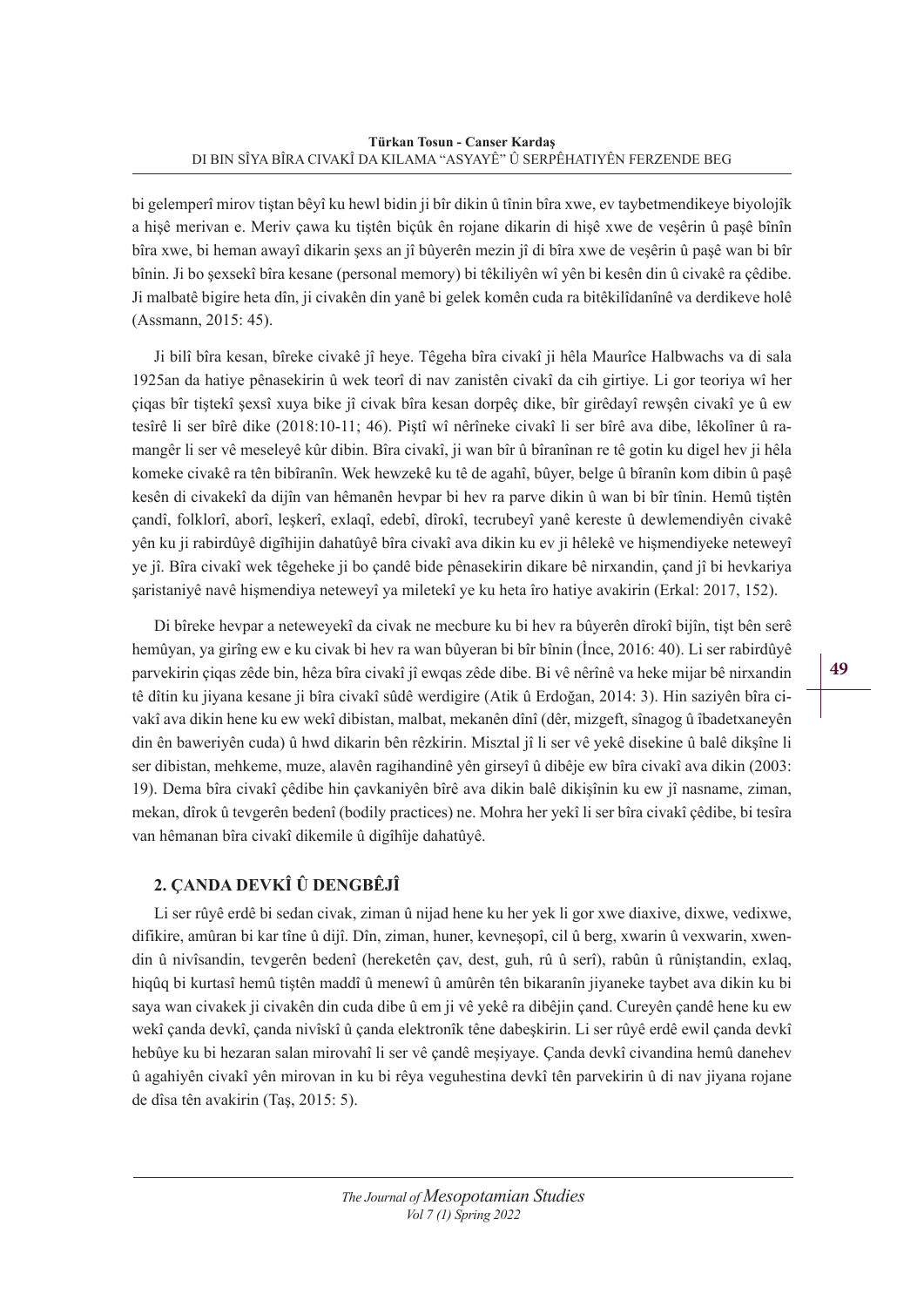bi gelemperî mirov tiştan bêyî ku hewl bidin ji bîr dikin û tînin bîra xwe, ev taybetmendikeye biyolojîk a hişê merivan e. Meriv çawa ku tiştên biçûk ên rojane dikarin di hişê xwe de veşêrin û paşê bînîn bîra xwe, bi heman awayî dikarin şexs an jî bûyerên mezin jî di bîra xwe de veşêrin û paşê wan bi bîr bînin. Ji bo şexsekî bîra kesane (personal memory) bi têkiliyên wî yên bi kesên din û civakê ra çêdibe. Ji malbatê bigire heta dîn, ji civakên din yanê bi gelek komên cuda ra bitêkilîdanînê va derdikeve holê (Assmann, 2015: 45).

Ji bilî bîra kesan, bîreke civakê jî heye. Têgeha bîra civakî ji hêla Maurîce Halbwachs va di sala 1925an da hatiye pênasekirin û wek teorî di nav zanistên civakî da cih girtiye. Li gor teoriya wî her çiqas bîr tiştekî şexsî xuya bike jî civak bîra kesan dorpêç dike, bîr girêdayî rewşên civakî ye û ew tesîrê li ser bîrê dike (2018:10-11; 46). Piştî wî nêrîneke civakî li ser bîrê ava dibe, lêkolîner û ramangêr li ser vê meseleyê kûr dibin. Bîra civakî, ji wan bîr û bîranînan re tê gotin ku digel hev ji hêla komeke civakê ra tên bibîranîn. Wek hewzekê ku tê de agahî, bûyer, belge û bîranîn kom dibin û paşê kesên di civakekî da dijîn van hêmanên hevpar bi hev ra parve dikin û wan bi bîr tînin. Hemû tiştên çandî, folklorî, aborî, leşkerî, exlaqî, edebî, dîrokî, tecrubeyî yanê kereste û dewlemendiyên civakê yên ku ji rabirdûyê digîhijin dahatûyê bîra civakî ava dikin ku ev ji hêlekê ve hişmendiyeke neteweyî ye jî. Bîra civakî wek têgeheke ji bo çandê bide pênasekirin dikare bê nirxandin, çand jî bi hevkariya şaristaniyê navê hişmendiya neteweyî ya miletekî ye ku heta îro hatiye avakirin (Erkal: 2017, 152).

Di bîreke hevpar a neteweyekî da civak ne mecbure ku bi hev ra bûyerên dîrokî bijîn, tişt bên serê hemûyan, ya girîng ew e ku civak bi hev ra wan bûyeran bi bîr bînin (İnce, 2016: 40). Li ser rabirdûyê parvekirin çiqas zêde bin, hêza bîra civakî jî ewqas zêde dibe. Bi vê nêrînê va heke mijar bê nirxandin tê dîtin ku jiyana kesane ji bîra civakî sûdê werdigire (Atik û Erdoğan, 2014: 3). Hin saziyên bîra civakî ava dikin hene ku ew wekî dibistan, malbat, mekanên dînî (dêr, mizgeft, sînagog û îbadetxaneyên din ên baweriyên cuda) û hwd dikarin bên rêzkirin. Misztal jî li ser vê yekê disekine û balê dikşîne li ser dibistan, mehkeme, muze, alavên ragihandinê yên girseyî û dibêje ew bîra civakî ava dikin (2003: 19). Dema bîra civakî çêdibe hin çavkaniyên bîrê ava dikin balê dikişînin ku ew jî nasname, ziman, mekan, dîrok û tevgerên bedenî (bodily practices) ne. Mohra her yekî li ser bîra civakî çêdibe, bi tesîra van hêmanan bîra civakî dikemile û digîhîje dahatûyê.

## 2. ÇANDA DEVKÎ Û DENGBÊJÎ

Li ser rûyê erdê bi sedan civak, ziman û nijad hene ku her yek li gor xwe diaxive, dixwe, vedixwe, difikire, amûran bi kar tîne û dijî. Dîn, ziman, huner, kevneşopî, cil û berg, xwarin û vexwarin, xwendin û nivîsandin, tevgerên bedenî (hereketên çav, dest, guh, rû û serî), rabûn û rûniştandin, exlaq, hiqûq bi kurtasî hemû tiştên maddî û menewî û amûrên tên bikaranîn jiyaneke taybet ava dikin ku bi saya wan civakek ji civakên din cuda dibe û em ji vê yekê ra dibêjin çand. Cureyên çandê hene ku ew wekî çanda devkî, çanda nivîskî û çanda elektronîk têne dabeşkirin. Li ser rûyê erdê ewil çanda devkî hebûye ku bi hezaran salan mirovahî li ser vê çandê meşiyaye. Çanda devkî civandina hemû danehev û agahiyên civakî yên mirovan in ku bi rêya veguhestina devkî tên parvekirin û di nav jiyana rojane de dîsa tên avakirin (Taş, 2015: 5).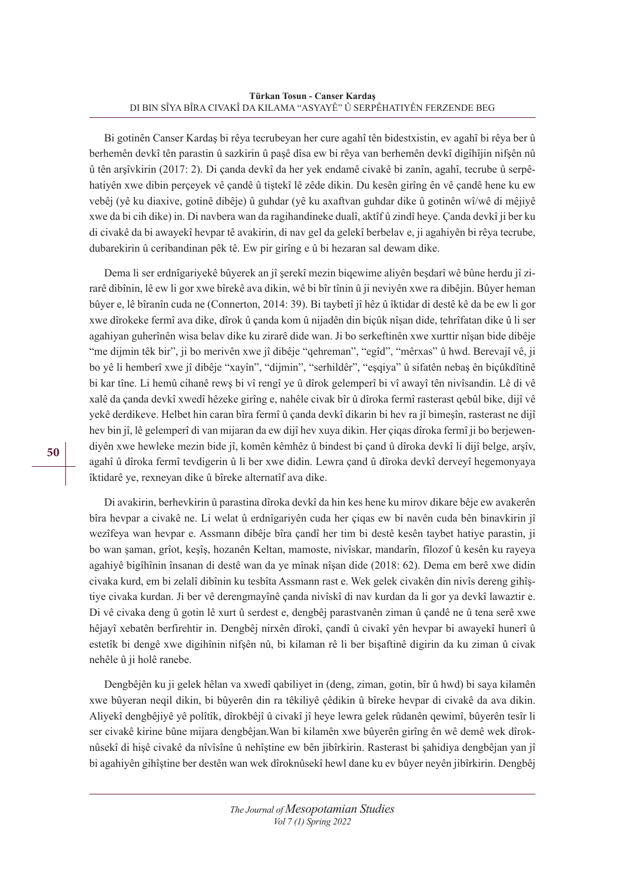Bi gotinên Canser Kardaş bi rêya tecrubeyan her cure agahî tên bidestxistin, ev agahî bi rêya ber û berhemên devkî tên parastin û sazkirin û paşê dîsa ew bi rêya van berhemên devkî digîhîjin nifşên nû û tên arşîvkirin (2017: 2). Di çanda devkî da her yek endamê civakê bi zanîn, agahî, tecrube û serpêhatiyên xwe dibin perçeyek vê çandê û tiştekî lê zêde dikin. Du kesên girîng ên vê çandê hene ku ew vebêj (yê ku diaxive, gotinê dibêje) û guhdar (yê ku axaftvan guhdar dike û gotinên wî/wê di mêjiyê xwe da bi cih dike) in. Di navbera wan da ragihandineke dualî, aktîf û zindî heye. Çanda devkî ji ber ku di civakê da bi awayekî hevpar tê avakirin, di nav gel da gelekî berbelav e, ji agahiyên bi rêya tecrube, dubarekirin û ceribandinan pêk tê. Ew pir girîng e û bi hezaran sal dewam dike.

Dema li ser erdnîgariyekê bûyerek an jî şerekî mezin biqewime aliyên beşdarî wê bûne herdu jî zirarê dibînin, lê ew li gor xwe bîrekê ava dikin, wê bi bîr tînin û ji neviyên xwe ra dibêjin. Bûyer heman bûyer e, lê bîranîn cuda ne (Connerton, 2014: 39). Bi taybetî jî hêz û îktidar di destê kê da be ew li gor xwe dîrokeke fermî ava dike, dîrok û çanda kom û nijadên din biçûk nîşan dide, tehrîfatan dike û li ser agahiyan guherînên wisa belav dike ku zirarê dide wan. Ji bo serkeftinên xwe xurttir nîşan bide dibêje "me dijmin têk bir", ji bo merivên xwe jî dibêje "qehreman", "egîd", "mêrxas" û hwd. Berevajî vê, ji bo yê li hemberî xwe jî dibêje "xayîn", "dijmin", "serhildêr", "eşqiya" û sifatên nebaş ên biçûkdîtinê bi kar tîne. Li hemû cihanê rewş bi vî rengî ye û dîrok gelemperî bi vî awayî tên nivîsandin. Lê di vê xalê da çanda devkî xwedî hêzeke girîng e, nahêle civak bîr û dîroka fermî rasterast qebûl bike, dijî vê yekê derdikeve. Helbet hin caran bîra fermî û çanda devkî dikarin bi hev ra jî bimeşîn, rasterast ne dijî hev bin jî, lê gelemperî di van mijaran da ew dijî hev xuya dikin. Her çiqas dîroka fermî ji bo berjewendiyên xwe hewleke mezin bide jî, komên kêmhêz û bindest bi çand û dîroka devkî li dijî belge, arşîv, agahî û dîroka fermî tevdigerin û li ber xwe didin. Lewra çand û dîroka devkî derveyî hegemonyaya îktidarê ye, rexneyan dike û bîreke alternatîf ava dike.

Di avakirin, berhevkirin û parastina dîroka devkî da hin kes hene ku mirov dikare bêje ew avakerên bîra hevpar a civakê ne. Li welat û erdnîgariyên cuda her çiqas ew bi navên cuda bên binavkirin jî wezîfeya wan hevpar e. Assmann dibêje bîra çandî her tim bi destê kesên taybet hatiye parastin, ji bo wan şaman, grîot, keşîş, hozanên Keltan, mamoste, nivîskar, mandarîn, fîlozof û kesên ku rayeya agahiyê bigîhînin însanan di destê wan da ye mînak nîşan dide (2018: 62). Dema em berê xwe didin civaka kurd, em bi zelalî dibînin ku tesbîta Assmann rast e. Wek gelek civakên din nivîs dereng gihîştiye civaka kurdan. Ji ber vê derengmayînê çanda nivîskî di nav kurdan da li gor ya devkî lawaztir e. Di vê civaka deng û gotin lê xurt û serdest e, dengbêj parastvanên ziman û çandê ne û tena serê xwe hêjayî xebatên berfirehtir in. Dengbêj nirxên dîrokî, çandî û civakî yên hevpar bi awayekî hunerî û estetîk bi dengê xwe digihînin nifşên nû, bi kilaman rê li ber bişaftinê digirin da ku ziman û civak nehêle û ji holê ranebe.

Dengbêjên ku ji gelek hêlan va xwedî qabiliyet in (deng, ziman, gotin, bîr û hwd) bi saya kilamên xwe bûyeran neqil dikin, bi bûyerên din ra têkiliyê çêdikin û bîreke hevpar di civakê da ava dikin. Aliyekî dengbêjiyê yê polîtîk, dîrokbêjî û civakî jî heye lewra gelek rûdanên qewimî, bûyerên tesîr li ser civakê kirine bûne mijara dengbêjan.Wan bi kilamên xwe bûyerên girîng ên wê demê wek dîroknûsekî di hişê civakê da nîvîsîne û nehîştine ew bên jibîrkirin. Rasterast bi şahidiya dengbêjan yan jî bi agahiyên gihîştine ber destên wan wek dîroknûsekî hewl dane ku ev bûyer neyên jibîrkirin. Dengbêj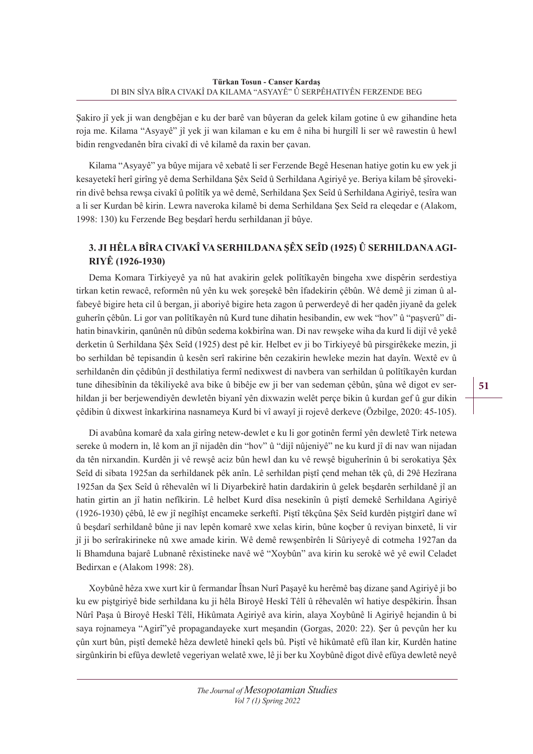Şakiro jî yek ji wan dengbêjan e ku der barê van bûyeran da gelek kilam gotine û ew gihandine heta roja me. Kilama "Asyayê" jî yek ji wan kilaman e ku em ê niha bi hurgilî li ser wê rawestin û hewl bidin rengvedanên bîra civakî di vê kilamê da raxin ber çavan.

Kilama "Asyayê" ya bûye mijara vê xebatê li ser Ferzende Begê Hesenan hatiye gotin ku ew yek ji kesayetekî herî girîng yê dema Serhildana Şêx Seîd û Serhildana Agiriyê ye. Beriya kilam bê şîrovekirin divê behsa rewşa civakî û polîtîk ya wê demê, Serhildana Şex Seîd û Serhildana Agiriyê, tesîra wan a li ser Kurdan bê kirin. Lewra naveroka kilamê bi dema Serhildana Şex Seîd ra eleqedar e (Alakom, 1998: 130) ku Ferzende Beg beşdarî herdu serhildanan jî bûye.

## 3. JI HÊLA BÎRA CIVAKÎ VA SERHILDANA ŞÊX SEÎD (1925) Û SERHILDANA AGIRIYÊ (1926-1930)

Dema Komara Tirkiyeyê ya nû hat avakirin gelek polîtîkayên bingeha xwe dispêrin serdestiya tirkan ketin rewacê, reformên nû yên ku wek şoreşekê bên îfadekirin çêbûn. Wê demê ji ziman û alfabeyê bigire heta cil û bergan, ji aboriyê bigire heta zagon û perwerdeyê di her qadên jiyanê da gelek guherîn çêbûn. Li gor van polîtîkayên nû Kurd tune dihatin hesibandin, ew wek "hov" û "paşverû" dihatin binavkirin, qanûnên nû dibûn sedema kokbirîna wan. Di nav rewşeke wiha da kurd li dijî vê yekê derketin û Serhildana Şêx Seîd (1925) dest pê kir. Helbet ev ji bo Tirkiyeyê bû pirsgirêkeke mezin, ji bo serhildan bê tepisandin û kesên serî rakirine bên cezakirin hewleke mezin hat dayîn. Wextê ev û serhildanên din çêdibûn jî desthilatiya fermî nedixwest di navbera van serhildan û polîtîkayên kurdan tune dihesibînin da têkiliyekê ava bike û bibêje ew ji ber van sedeman çêbûn, şûna wê digot ev serhildan ji ber berjewendiyên dewletên biyanî yên dixwazin welêt perçe bikin û kurdan gef û gur dikin çêdibin û dixwest înkarkirina nasnameya Kurd bi vî awayî ji rojevê derkeve (Özbilge, 2020: 45-105).

Di avabûna komarê da xala girîng netew-dewlet e ku li gor gotinên fermî yên dewletê Tirk netewa sereke û modern in, lê kom an jî nijadên din "hov" û "dijî nûjeniyê" ne ku kurd jî di nav wan nijadan da tên nirxandin. Kurdên ji vê rewşê aciz bûn hewl dan ku vê rewşê biguherînin û bi serokatiya Şêx Seîd di sibata 1925an da serhildanek pêk anîn. Lê serhildan piştî çend mehan têk çû, di 29ê Hezîrana 1925an da Şex Seîd û rêhevalên wî li Diyarbekirê hatin dardakirin û gelek beşdarên serhildanê jî an hatin girtin an jî hatin nefîkirin. Lê helbet Kurd dîsa nesekinîn û piştî demekê Serhildana Agiriyê (1926-1930) çêbû, lê ew jî negîhîşt encameke serkeftî. Piştî têkçûna Şêx Seîd kurdên piştgirî dane wî û beşdarî serhildanê bûne ji nav lepên komarê xwe xelas kirin, bûne koçber û reviyan binxetê, li vir jî ji bo serîrakirineke nû xwe amade kirin. Wê demê rewşenbîrên li Sûriyeyê di cotmeha 1927an da li Bhamduna bajarê Lubnanê rêxistineke navê wê "Xoybûn" ava kirin ku serokê wê yê ewil Celadet Bedirxan e (Alakom 1998: 28).

Xoybûnê hêza xwe xurt kir û fermandar Îhsan Nurî Paşayê ku herêmê baş dizane şand Agiriyê ji bo ku ew piştgiriyê bide serhildana ku ji hêla Biroyê Heskî Têlî û rêhevalên wî hatiye despêkirin. Îhsan Nûrî Paşa û Biroyê Heskî Têlî, Hikûmata Agiriyê ava kirin, alaya Xoybûnê li Agiriyê hejandin û bi saya rojnameya "Agirî"yê propagandayeke xurt meşandin (Gorgas, 2020: 22). Şer û pevçûn her ku çûn xurt bûn, piştî demekê hêza dewletê hinekî qels bû. Piştî vê hikûmatê efû îlan kir, Kurdên hatine sirgûnkirin bi efûya dewletê vegeriyan welatê xwe, lê ji ber ku Xoybûnê digot divê efûya dewletê neyê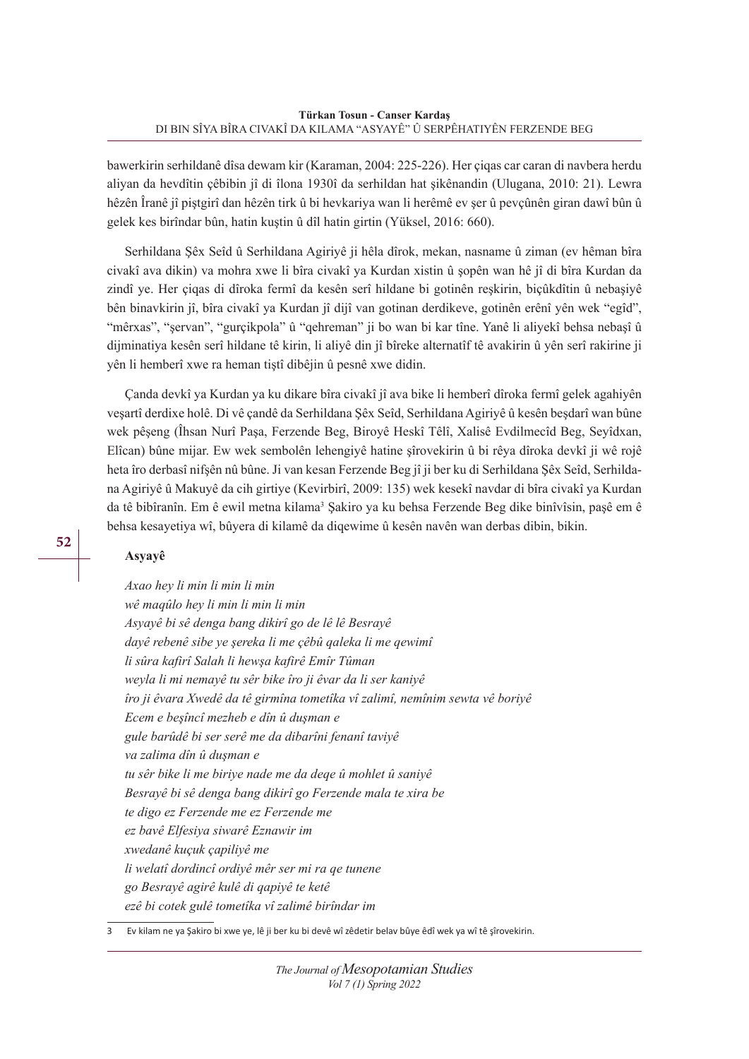bawerkirin serhildanê dîsa dewam kir (Karaman, 2004: 225-226). Her çiqas car caran di navbera herdu aliyan da hevdîtin çêbibin jî di îlona 1930î da serhildan hat şikênandin (Ulugana, 2010: 21). Lewra hêzên Îranê jî piştgirî dan hêzên tirk û bi hevkariya wan li herêmê ev şer û pevçûnên giran dawî bûn û gelek kes birîndar bûn, hatin kuştin û dîl hatin girtin (Yüksel, 2016: 660).

Serhildana Şêx Seîd û Serhildana Agiriyê ji hêla dîrok, mekan, nasname û ziman (ev hêman bîra civakî ava dikin) va mohra xwe li bîra civakî ya Kurdan xistin û şopên wan hê jî di bîra Kurdan da zindî ye. Her çiqas di dîroka fermî da kesên serî hildane bi gotinên reşkirin, biçûkdîtin û nebaşiyê bên binavkirin jî, bîra civakî ya Kurdan jî dijî van gotinan derdikeve, gotinên erênî yên wek "egîd", "mêrxas", "şervan", "gurçikpola" û "qehreman" ji bo wan bi kar tîne. Yanê li aliyekî behsa nebaşî û dijminatiya kesên serî hildane tê kirin, li aliyê din jî bîreke alternatîf tê avakirin û yên serî rakirine ji yên li hemberî xwe ra heman tiştî dibêjin û pesnê xwe didin.

Çanda devkî ya Kurdan ya ku dikare bîra civakî jî ava bike li hemberî dîroka fermî gelek agahiyên veşartî derdixe holê. Di vê çandê da Serhildana Şêx Seîd, Serhildana Agiriyê û kesên beşdarî wan bûne wek pêşeng (Îhsan Nurî Paşa, Ferzende Beg, Biroyê Heskî Têlî, Xalisê Evdilmecîd Beg, Seyîdxan, Elîcan) bûne mijar. Ew wek sembolên lehengiyê hatine şîrovekirin û bi rêya dîroka devkî ji wê rojê heta îro derbasî nifşên nû bûne. Ji van kesan Ferzende Beg jî ji ber ku di Serhildana Şêx Seîd, Serhildana Agiriyê û Makuyê da cih girtiye (Kevirbirî, 2009: 135) wek kesekî navdar di bîra civakî ya Kurdan da tê bibîranîn. Em ê ewil metna kilama[3] Şakiro ya ku behsa Ferzende Beg dike binîvîsin, paşê em ê behsa kesayetiya wî, bûyera di kilamê da diqewime û kesên navên wan derbas dibin, bikin.

**Asyayê**

*Axao hey li min li min li min*
*wê maqûlo hey li min li min li min*
*Asyayê bi sê denga bang dikirî go de lê lê Besrayê*
*dayê rebenê sibe ye şereka li me çêbû qaleka li me qewimî*
*li sûra kafirî Salah li hewşa kafirê Emîr Tûman*
*weyla li mi nemayê tu sêr bike îro ji êvar da li ser kaniyê*
*îro ji êvara Xwedê da tê girmîna tometîka vî zalimî, nemînim sewta vê boriyê*
*Ecem e beşîncî mezheb e dîn û duşman e*
*gule barûdê bi ser serê me da dibarîni fenanî taviyê*
*va zalima dîn û duşman e*
*tu sêr bike li me biriye nade me da deqe û mohlet û saniyê*
*Besrayê bi sê denga bang dikirî go Ferzende mala te xira be*
*te digo ez Ferzende me ez Ferzende me*
*ez bavê Elfesiya siwarê Eznawir im*
*xwedanê kuçuk çapiliyê me*
*li welatî dordincî ordiyê mêr ser mi ra qe tunene*
*go Besrayê agirê kulê di qapiyê te ketê*
*ezê bi cotek gulê tometîka vî zalimê birîndar im*

---

[3] Ev kilam ne ya Şakiro bi xwe ye, lê ji ber ku bi devê wî zêdetir belav bûye êdî wek ya wî tê şîrovekirin.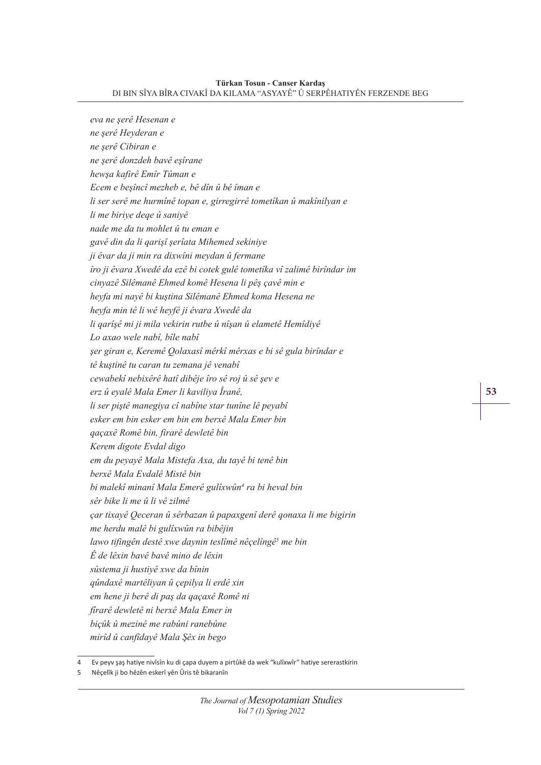*eva ne şerê Hesenan e*
*ne şerê Heyderan e*
*ne şerê Cibiran e*
*ne şerê donzdeh bavê eşîrane*
*hewşa kafirê Emîr Tûman e*
*Ecem e beşîncî mezheb e, bê dîn û bê îman e*
*li ser serê me hurmînê topan e, girregirrê tometîkan û makînilyan e*
*li me biriye deqe û saniyê*
*nade me da tu mohlet û tu eman e*
*gavê din da li qarişî şerîata Mihemed sekiniye*
*ji êvar da ji min ra dixwînî meydan û fermane*
*îro ji êvara Xwedê da ezê bi cotek gulê tometîka vî zalimê birîndar im*
*cinyazê Silêmanê Ehmed komê Hesena li pêş çavê min e*
*heyfa mi nayê bi kuştina Silêmanê Ehmed koma Hesena ne*
*heyfa min tê li wê heyfê ji êvara Xwedê da*
*li qarîşê mi ji mila vekirin rutbe û nîşan û elametê Hemîdiyê*
*Lo axao wele nabî, bîle nabî*
*şer giran e, Keremê Qolaxasî mêrkî mêrxas e bi sê gula birîndar e*
*tê kuştinê tu caran tu zemana jê venabî*
*cewabekî nebixêrê hatî dibêje îro sê roj û sê şev e*
*erz û eyalê Mala Emer li kaviliya Îranê,*
*li ser piştê manegiya cî nabîne star tunîne lê peyabî*
*esker em bin esker em bin em berxê Mala Emer bin*
*qaçaxê Romê bin, firarê dewletê bin*
*Kerem digote Evdal digo*
*em du peyayê Mala Mistefa Axa, du tayê bi tenê bin*
*berxê Mala Evdalê Mistê bin*
*bi malekî minanî Mala Emerê gulîxwûn*[4] *ra bi heval bin*
*sêr bike li me û li vê zilmê*
*çar tixayê Qeceran û sêrbazan û papaxgenî derê qonaxa li me bigirin*
*me herdu malê bi gulîxwûn ra bibêjin*
*lawo tifingên destê xwe daynin teslîmê nêçelîngê*[5] *me bin*
*Ê de lêxin bavê bavê mino de lêxin*
*sûstema ji hustiyê xwe da bînin*
*qûndaxê martêliyan û çepilya li erdê xin*
*em hene ji berê di paş da qaçaxê Romê ni*
*firarê dewletê ni berxê Mala Emer in*
*biçûk û mezinê me rabûni ranebûne*
*mirîd û canfîdayê Mala Şêx in bego*

4 Ev peyv şaş hatiye nivîsîn ku di çapa duyem a pirtûkê da wek "kulîxwîr" hatiye sererastkirin

5 Nêçelîk ji bo hêzên eskerî yên Ûris tê bikaranîn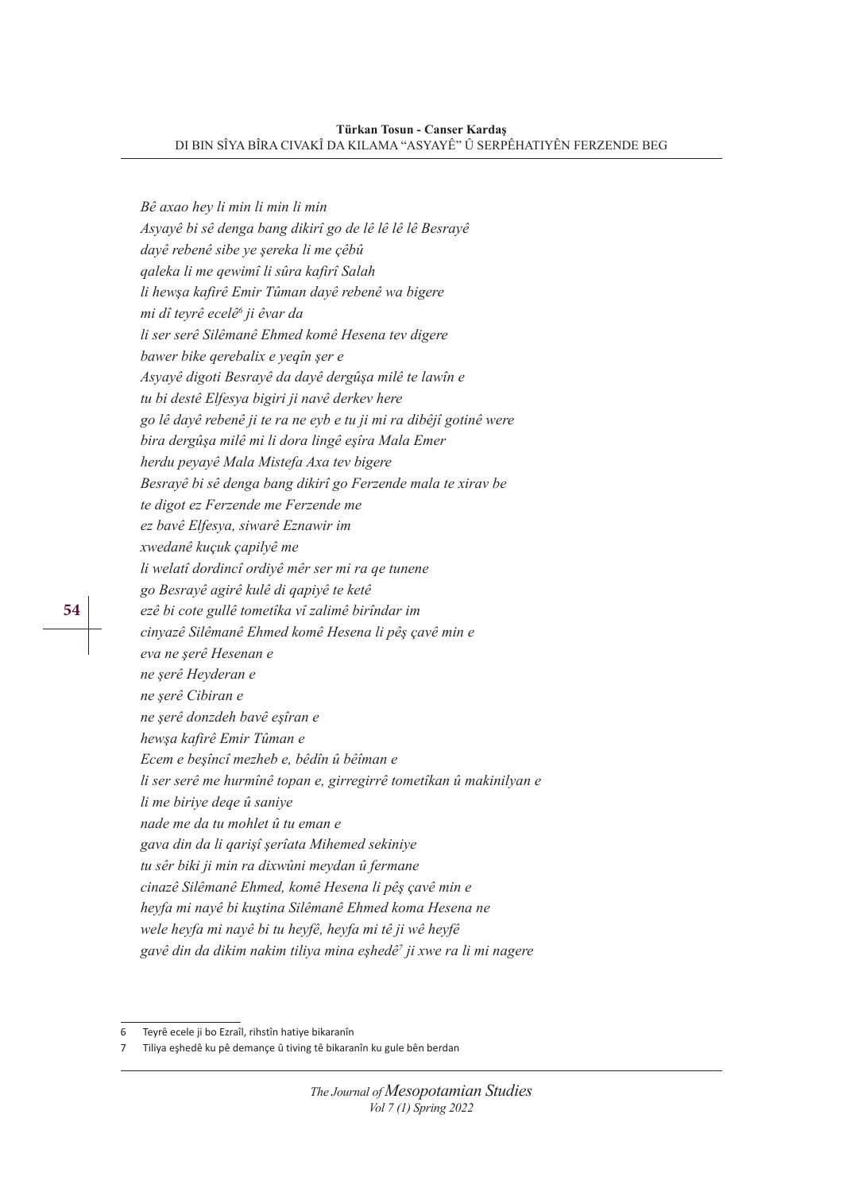*Bê axao hey li min li min li min*
*Asyayê bi sê denga bang dikirî go de lê lê lê lê Besrayê*
*dayê rebenê sibe ye şereka li me çêbû*
*qaleka li me qewimî li sûra kafirî Salah*
*li hewşa kafirê Emir Tûman dayê rebenê wa bigere*
*mi dî teyrê ecelê[6] ji êvar da*
*li ser serê Silêmanê Ehmed komê Hesena tev digere*
*bawer bike qerebalix e yeqîn şer e*
*Asyayê digoti Besrayê da dayê dergûşa milê te lawîn e*
*tu bi destê Elfesya bigiri ji navê derkev here*
*go lê dayê rebenê ji te ra ne eyb e tu ji mi ra dibêjî gotinê were*
*bira dergûşa milê mi li dora lingê eşîra Mala Emer*
*herdu peyayê Mala Mistefa Axa tev bigere*
*Besrayê bi sê denga bang dikirî go Ferzende mala te xirav be*
*te digot ez Ferzende me Ferzende me*
*ez bavê Elfesya, siwarê Eznawir im*
*xwedanê kuçuk çapilyê me*
*li welatî dordincî ordiyê mêr ser mi ra qe tunene*
*go Besrayê agirê kulê di qapiyê te ketê*
*ezê bi cote gullê tometîka vî zalimê birîndar im*
*cinyazê Silêmanê Ehmed komê Hesena li pêş çavê min e*
*eva ne şerê Hesenan e*
*ne şerê Heyderan e*
*ne şerê Cibiran e*
*ne şerê donzdeh bavê eşîran e*
*hewşa kafirê Emir Tûman e*
*Ecem e beşîncî mezheb e, bêdîn û bêîman e*
*li ser serê me hurmînê topan e, girregirrê tometîkan û makinilyan e*
*li me biriye deqe û saniye*
*nade me da tu mohlet û tu eman e*
*gava din da li qarişî şerîata Mihemed sekiniye*
*tu sêr biki ji min ra dixwûni meydan û fermane*
*cinazê Silêmanê Ehmed, komê Hesena li pêş çavê min e*
*heyfa mi nayê bi kuştina Silêmanê Ehmed koma Hesena ne*
*wele heyfa mi nayê bi tu heyfê, heyfa mi tê ji wê heyfê*
*gavê din da dikim nakim tiliya mina eşhedê[7] ji xwe ra li mi nagere*

---

6 Teyrê ecele ji bo Ezraîl, rihstîn hatiye bikaranîn

7 Tiliya eşhedê ku pê demançe û tiving tê bikaranîn ku gule bên berdan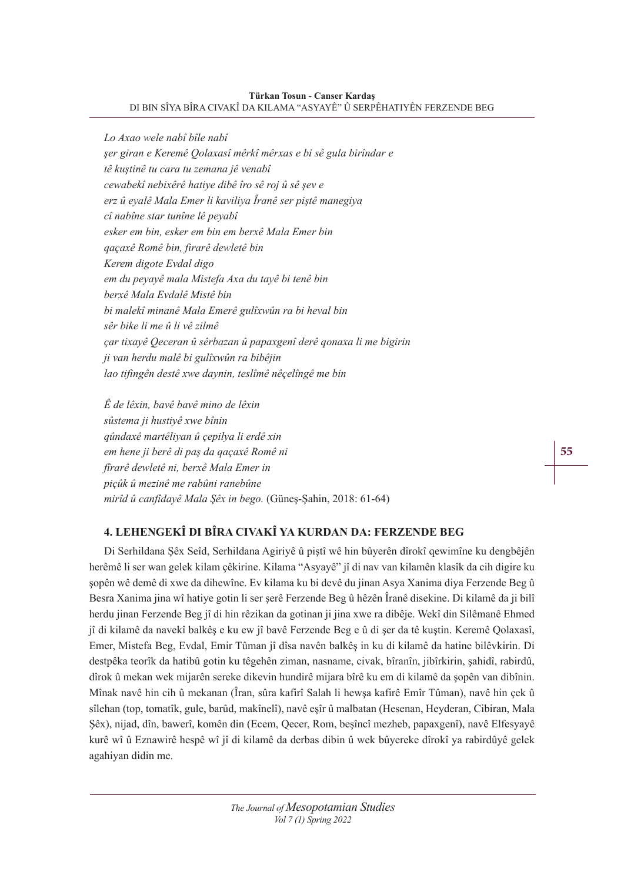*Lo Axao wele nabî bîle nabî*
*şer giran e Keremê Qolaxasî mêrkî mêrxas e bi sê gula birîndar e*
*tê kuştinê tu cara tu zemana jê venabî*
*cewabekî nebixêrê hatiye dibê îro sê roj û sê şev e*
*erz û eyalê Mala Emer li kaviliya Îranê ser piştê manegiya*
*cî nabîne star tunîne lê peyabî*
*esker em bin, esker em bin em berxê Mala Emer bin*
*qaçaxê Romê bin, firarê dewletê bin*
*Kerem digote Evdal digo*
*em du peyayê mala Mistefa Axa du tayê bi tenê bin*
*berxê Mala Evdalê Mistê bin*
*bi malekî minanê Mala Emerê gulîxwûn ra bi heval bin*
*sêr bike li me û li vê zilmê*
*çar tixayê Qeceran û sêrbazan û papaxgenî derê qonaxa li me bigirin*
*ji van herdu malê bi gulîxwûn ra bibêjin*
*lao tifingên destê xwe daynin, teslîmê nêçelîngê me bin*

*Ê de lêxin, bavê bavê mino de lêxin*
*sûstema ji hustiyê xwe bînin*
*qûndaxê martêliyan û çepilya li erdê xin*
*em hene ji berê di paş da qaçaxê Romê ni*
*firarê dewletê ni, berxê Mala Emer in*
*piçûk û mezinê me rabûni ranebûne*
*mirîd û canfidayê Mala Şêx in bego.* (Güneş-Şahin, 2018: 61-64)

## 4. LEHENGEKÎ DI BÎRA CIVAKÎ YA KURDAN DA: FERZENDE BEG

Di Serhildana Şêx Seîd, Serhildana Agiriyê û piştî wê hin bûyerên dîrokî qewimîne ku dengbêjên herêmê li ser wan gelek kilam çêkirine. Kilama "Asyayê" jî di nav van kilamên klasîk da cih digire ku şopên wê demê di xwe da dihewîne. Ev kilama ku bi devê du jinan Asya Xanima diya Ferzende Beg û Besra Xanima jina wî hatiye gotin li ser şerê Ferzende Beg û hêzên Îranê disekine. Di kilamê da ji bilî herdu jinan Ferzende Beg jî di hin rêzikan da gotinan ji jina xwe ra dibêje. Wekî din Silêmanê Ehmed jî di kilamê da navekî balkêş e ku ew jî bavê Ferzende Beg e û di şer da tê kuştin. Keremê Qolaxasî, Emer, Mistefa Beg, Evdal, Emir Tûman jî dîsa navên balkêş in ku di kilamê da hatine bilêvkirin. Di destpêka teorîk da hatibû gotin ku têgehên ziman, nasname, civak, bîranîn, jibîrkirin, şahidî, rabirdû, dîrok û mekan wek mijarên sereke dikevin hundirê mijara bîrê ku em di kilamê da şopên van dibînin. Mînak navê hin cih û mekanan (Îran, sûra kafirî Salah li hewşa kafirê Emîr Tûman), navê hin çek û sîlehan (top, tomatîk, gule, barûd, makînelî), navê eşîr û malbatan (Hesenan, Heyderan, Cibiran, Mala Şêx), nijad, dîn, bawerî, komên din (Ecem, Qecer, Rom, beşîncî mezheb, papaxgenî), navê Elfesyayê kurê wî û Eznawirê hespê wî jî di kilamê da derbas dibin û wek bûyereke dîrokî ya rabirdûyê gelek agahiyan didin me.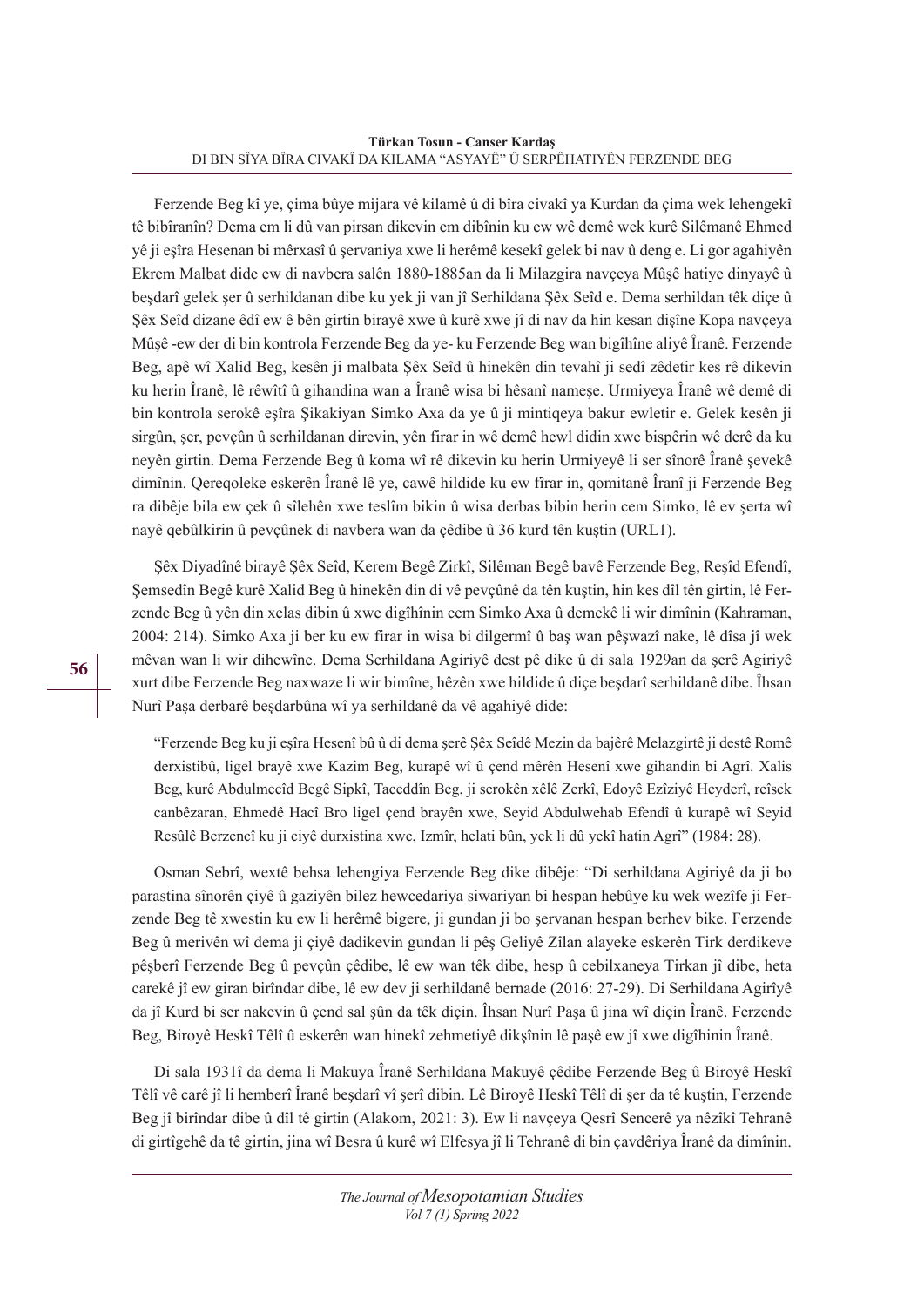Ferzende Beg kî ye, çima bûye mijara vê kilamê û di bîra civakî ya Kurdan da çima wek lehengekî tê bibîranîn? Dema em li dû van pirsan dikevin em dibînin ku ew wê demê wek kurê Silêmanê Ehmed yê ji eşîra Hesenan bi mêrxasî û şervaniya xwe li herêmê kesekî gelek bi nav û deng e. Li gor agahiyên Ekrem Malbat dide ew di navbera salên 1880-1885an da li Milazgira navçeya Mûşê hatiye dinyayê û beşdarî gelek şer û serhildanan dibe ku yek ji van jî Serhildana Şêx Seîd e. Dema serhildan têk diçe û Şêx Seîd dizane êdî ew ê bên girtin birayê xwe û kurê xwe jî di nav da hin kesan dişîne Kopa navçeya Mûşê -ew der di bin kontrola Ferzende Beg da ye- ku Ferzende Beg wan bigîhîne aliyê Îranê. Ferzende Beg, apê wî Xalid Beg, kesên ji malbata Şêx Seîd û hinekên din tevahî ji sedî zêdetir kes rê dikevin ku herin Îranê, lê rêwîtî û gihandina wan a Îranê wisa bi hêsanî nameşe. Urmiyeya Îranê wê demê di bin kontrola serokê eşîra Şikakiyan Simko Axa da ye û ji mintiqeya bakur ewletir e. Gelek kesên ji sirgûn, şer, pevçûn û serhildanan direvin, yên firar in wê demê hewl didin xwe bispêrin wê derê da ku neyên girtin. Dema Ferzende Beg û koma wî rê dikevin ku herin Urmiyeyê li ser sînorê Îranê şevekê dimînin. Qereqoleke eskerên Îranê lê ye, cawê hildide ku ew firar in, qomitanê Îranî ji Ferzende Beg ra dibêje bila ew çek û sîlehên xwe teslîm bikin û wisa derbas bibin herin cem Simko, lê ev şerta wî nayê qebûlkirin û pevçûnek di navbera wan da çêdibe û 36 kurd tên kuştin (URL1).

Şêx Diyadînê birayê Şêx Seîd, Kerem Begê Zirkî, Silêman Begê bavê Ferzende Beg, Reşîd Efendî, Şemsedîn Begê kurê Xalid Beg û hinekên din di vê pevçûnê da tên kuştin, hin kes dîl tên girtin, lê Ferzende Beg û yên din xelas dibin û xwe digîhînin cem Simko Axa û demekê li wir dimînin (Kahraman, 2004: 214). Simko Axa ji ber ku ew firar in wisa bi dilgermî û baş wan pêşwazî nake, lê dîsa jî wek mêvan wan li wir dihewîne. Dema Serhildana Agiriyê dest pê dike û di sala 1929an da şerê Agiriyê xurt dibe Ferzende Beg naxwaze li wir bimîne, hêzên xwe hildide û diçe beşdarî serhildanê dibe. Îhsan Nurî Paşa derbarê beşdarbûna wî ya serhildanê da vê agahiyê dide:

> "Ferzende Beg ku ji eşîra Hesenî bû û di dema şerê Şêx Seîdê Mezin da bajêrê Melazgirtê ji destê Romê derxistibû, ligel brayê xwe Kazim Beg, kurapê wî û çend mêrên Hesenî xwe gihandin bi Agrî. Xalis Beg, kurê Abdulmecîd Begê Sipkî, Taceddîn Beg, ji serokên xêlê Zerkî, Edoyê Ezîziyê Heyderî, reîsek canbêzaran, Ehmedê Hacî Bro ligel çend brayên xwe, Seyid Abdulwehab Efendî û kurapê wî Seyid Resûlê Berzencî ku ji ciyê durxistina xwe, Izmîr, helati bûn, yek li dû yekî hatin Agrî" (1984: 28).

Osman Sebrî, wextê behsa lehengiya Ferzende Beg dike dibêje: "Di serhildana Agiriyê da ji bo parastina sînorên çiyê û gaziyên bilez hewcedariya siwariyan bi hespan hebûye ku wek wezîfe ji Ferzende Beg tê xwestin ku ew li herêmê bigere, ji gundan ji bo şervanan hespan berhev bike. Ferzende Beg û merivên wî dema ji çiyê dadikevin gundan li pêş Geliyê Zîlan alayeke eskerên Tirk derdikeve pêşberî Ferzende Beg û pevçûn çêdibe, lê ew wan têk dibe, hesp û cebilxaneya Tirkan jî dibe, heta carekê jî ew giran birîndar dibe, lê ew dev ji serhildanê bernade (2016: 27-29). Di Serhildana Agirîyê da jî Kurd bi ser nakevin û çend sal şûn da têk diçin. Îhsan Nurî Paşa û jina wî diçin Îranê. Ferzende Beg, Biroyê Heskî Têlî û eskerên wan hinekî zehmetiyê dikşînin lê paşê ew jî xwe digîhinin Îranê.

Di sala 1931î da dema li Makuya Îranê Serhildana Makuyê çêdibe Ferzende Beg û Biroyê Heskî Têlî vê carê jî li hemberî Îranê beşdarî vî şerî dibin. Lê Biroyê Heskî Têlî di şer da tê kuştin, Ferzende Beg jî birîndar dibe û dîl tê girtin (Alakom, 2021: 3). Ew li navçeya Qesrî Sencerê ya nêzîkî Tehranê di girtîgehê da tê girtin, jina wî Besra û kurê wî Elfesya jî li Tehranê di bin çavdêriya Îranê da dimînin.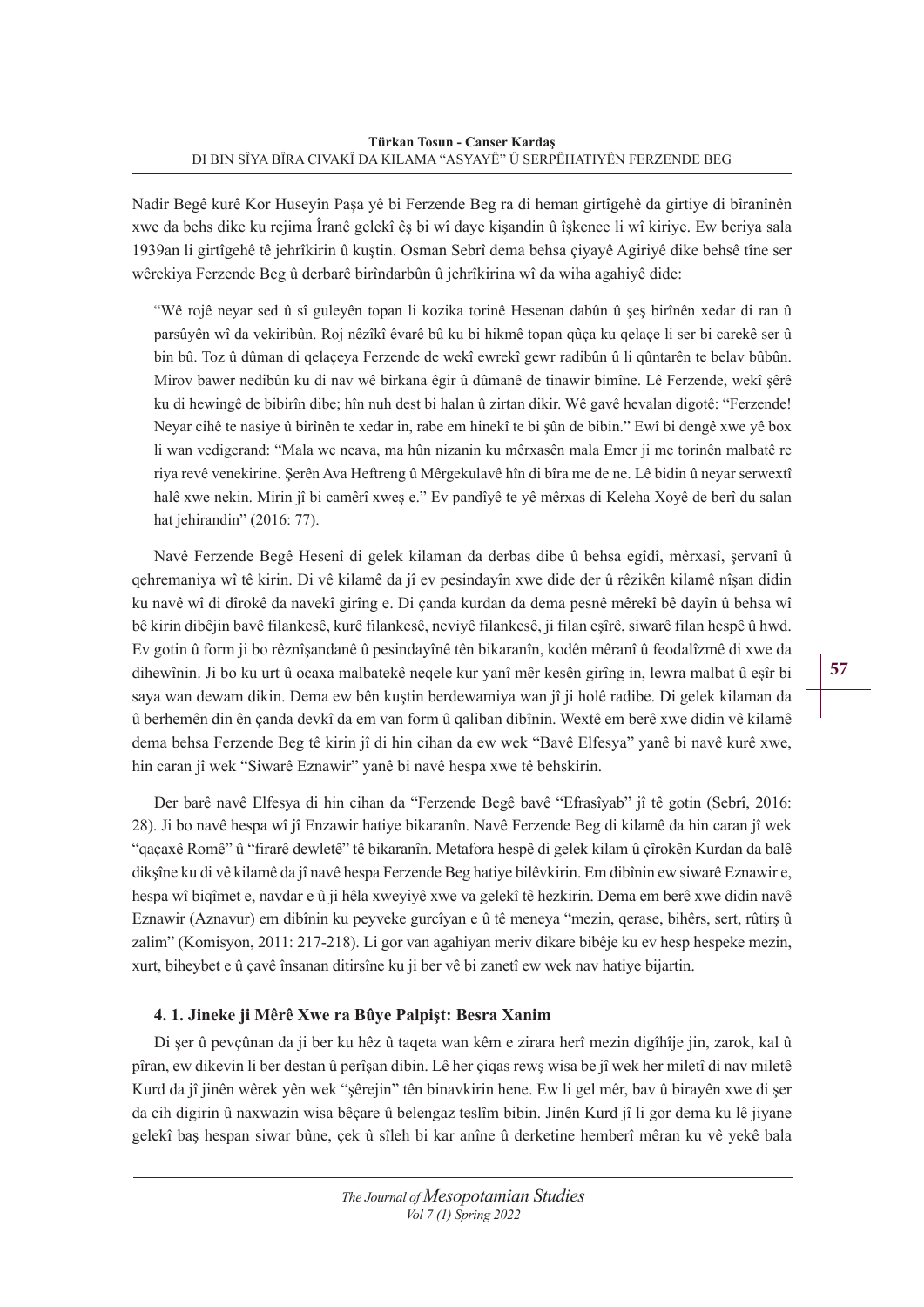Nadir Begê kurê Kor Huseyîn Paşa yê bi Ferzende Beg ra di heman girtîgehê da girtiye di bîranînên xwe da behs dike ku rejima Îranê gelekî êş bi wî daye kişandin û îşkence li wî kiriye. Ew beriya sala 1939an li girtîgehê tê jehrîkirin û kuştin. Osman Sebrî dema behsa çiyayê Agiriyê dike behsê tîne ser wêrekiya Ferzende Beg û derbarê birîndarbûn û jehrîkirina wî da wiha agahiyê dide:

> "Wê rojê neyar sed û sî guleyên topan li kozika torinê Hesenan dabûn û şeş birînên xedar di ran û parsûyên wî da vekiribûn. Roj nêzîkî êvarê bû ku bi hikmê topan qûça ku qelaçe li ser bi carekê ser û bin bû. Toz û dûman di qelaçeya Ferzende de wekî ewrekî gewr radibûn û li qûntarên te belav bûbûn. Mirov bawer nedibûn ku di nav wê birkana êgir û dûmanê de tinawir bimîne. Lê Ferzende, wekî şêrê ku di hewingê de bibirîn dibe; hîn nuh dest bi halan û zirtan dikir. Wê gavê hevalan digotê: "Ferzende! Neyar cihê te nasiye û birînên te xedar in, rabe em hinekî te bi şûn de bibin." Ewî bi dengê xwe yê box li wan vedigerand: "Mala we neava, ma hûn nizanin ku mêrxasên mala Emer ji me torinên malbatê re riya revê venekirine. Şerên Ava Heftreng û Mêrgekulavê hîn di bîra me de ne. Lê bidin û neyar serwextî halê xwe nekin. Mirin jî bi camêrî xweş e." Ev pandîyê te yê mêrxas di Keleha Xoyê de berî du salan hat jehirandin" (2016: 77).

Navê Ferzende Begê Hesenî di gelek kilaman da derbas dibe û behsa egîdî, mêrxasî, şervanî û qehremaniya wî tê kirin. Di vê kilamê da jî ev pesindayîn xwe dide der û rêzikên kilamê nîşan didin ku navê wî di dîrokê da navekî girîng e. Di çanda kurdan da dema pesnê mêrekî bê dayîn û behsa wî bê kirin dibêjin bavê filankesê, kurê filankesê, neviyê filankesê, ji filan eşîrê, siwarê filan hespê û hwd. Ev gotin û form ji bo rêznîşandanê û pesindayînê tên bikaranîn, kodên mêranî û feodalîzmê di xwe da dihewînin. Ji bo ku urt û ocaxa malbatekê neqele kur yanî mêr kesên girîng in, lewra malbat û eşîr bi saya wan dewam dikin. Dema ew bên kuştin berdewamiya wan jî ji holê radibe. Di gelek kilaman da û berhemên din ên çanda devkî da em van form û qaliban dibînin. Wextê em berê xwe didin vê kilamê dema behsa Ferzende Beg tê kirin jî di hin cihan da ew wek "Bavê Elfesya" yanê bi navê kurê xwe, hin caran jî wek "Siwarê Eznawir" yanê bi navê hespa xwe tê behskirin.

Der barê navê Elfesya di hin cihan da "Ferzende Begê bavê "Efrasîyab" jî tê gotin (Sebrî, 2016: 28). Ji bo navê hespa wî jî Enzawir hatiye bikaranîn. Navê Ferzende Beg di kilamê da hin caran jî wek "qaçaxê Romê" û "firarê dewletê" tê bikaranîn. Metafora hespê di gelek kilam û çîrokên Kurdan da balê dikşîne ku di vê kilamê da jî navê hespa Ferzende Beg hatiye bilêvkirin. Em dibînin ew siwarê Eznawir e, hespa wî biqîmet e, navdar e û ji hêla xweyiyê xwe va gelekî tê hezkirin. Dema em berê xwe didin navê Eznawir (Aznavur) em dibînin ku peyveke gurcîyan e û tê meneya "mezin, qerase, bihêrs, sert, rûtirş û zalim" (Komisyon, 2011: 217-218). Li gor van agahiyan meriv dikare bibêje ku ev hesp hespeke mezin, xurt, biheybet e û çavê însanan ditirsîne ku ji ber vê bi zanetî ew wek nav hatiye bijartin.

### 4. 1. Jineke ji Mêrê Xwe ra Bûye Palpişt: Besra Xanim

Di şer û pevçûnan da ji ber ku hêz û taqeta wan kêm e zirara herî mezin digîhîje jin, zarok, kal û pîran, ew dikevin li ber destan û perîşan dibin. Lê her çiqas rewş wisa be jî wek her miletî di nav miletê Kurd da jî jinên wêrek yên wek "şêrejin" tên binavkirin hene. Ew li gel mêr, bav û birayên xwe di şer da cih digirin û naxwazin wisa bêçare û belengaz teslîm bibin. Jinên Kurd jî li gor dema ku lê jiyane gelekî baş hespan siwar bûne, çek û sîleh bi kar anîne û derketine hemberî mêran ku vê yekê bala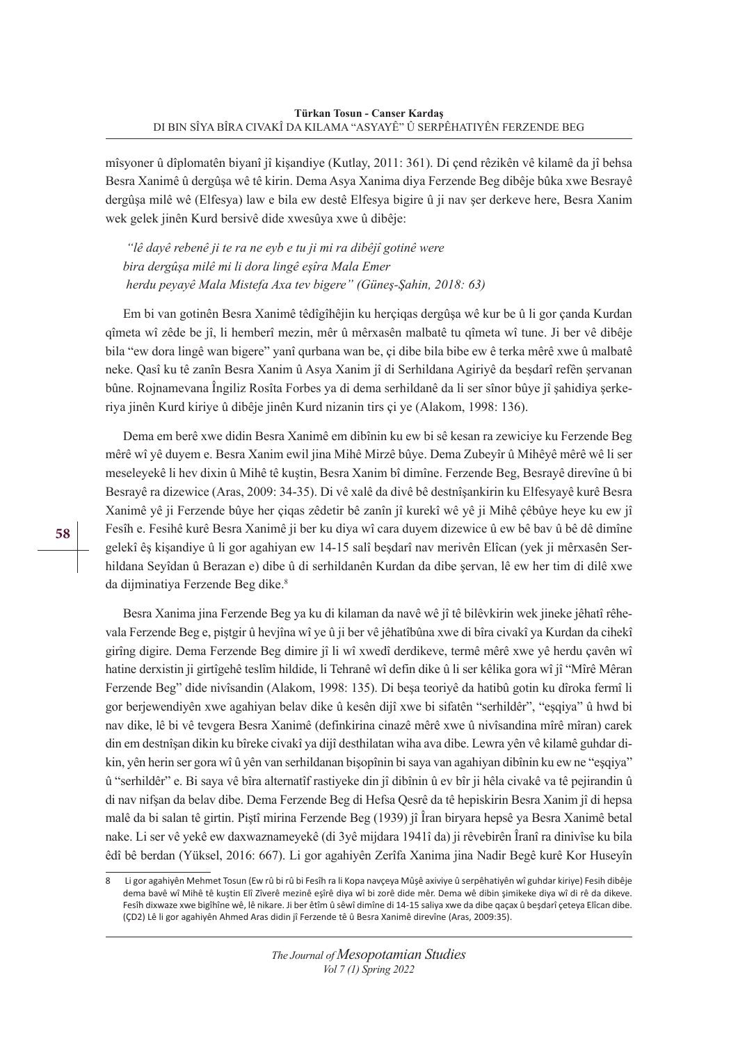mîsyoner û dîplomatên biyanî jî kişandiye (Kutlay, 2011: 361). Di çend rêzikên vê kilamê da jî behsa Besra Xanimê û dergûşa wê tê kirin. Dema Asya Xanima diya Ferzende Beg dibêje bûka xwe Besrayê dergûşa milê wê (Elfesya) law e bila ew destê Elfesya bigire û ji nav şer derkeve here, Besra Xanim wek gelek jinên Kurd bersivê dide xwesûya xwe û dibêje:

*"lê dayê rebenê ji te ra ne eyb e tu ji mi ra dibêjî gotinê were*
*bira dergûşa milê mi li dora lingê eşîra Mala Emer*
*herdu peyayê Mala Mistefa Axa tev bigere" (Güneş-Şahin, 2018: 63)*

Em bi van gotinên Besra Xanimê têdîgîhêjin ku herçiqas dergûşa wê kur be û li gor çanda Kurdan qîmeta wî zêde be jî, li hemberî mezin, mêr û mêrxasên malbatê tu qîmeta wî tune. Ji ber vê dibêje bila "ew dora lingê wan bigere" yanî qurbana wan be, çi dibe bila bibe ew ê terka mêrê xwe û malbatê neke. Qasî ku tê zanîn Besra Xanim û Asya Xanim jî di Serhildana Agiriyê da beşdarî refên şervanan bûne. Rojnamevana Îngiliz Rosîta Forbes ya di dema serhildanê da li ser sînor bûye jî şahidiya şerkeriya jinên Kurd kiriye û dibêje jinên Kurd nizanin tirs çi ye (Alakom, 1998: 136).

Dema em berê xwe didin Besra Xanimê em dibînin ku ew bi sê kesan ra zewiciye ku Ferzende Beg mêrê wî yê duyem e. Besra Xanim ewil jina Mihê Mirzê bûye. Dema Zubeyîr û Mihêyê mêrê wê li ser meseleyekê li hev dixin û Mihê tê kuştin, Besra Xanim bî dimîne. Ferzende Beg, Besrayê direvîne û bi Besrayê ra dizewice (Aras, 2009: 34-35). Di vê xalê da divê bê destnîşankirin ku Elfesyayê kurê Besra Xanimê yê ji Ferzende bûye her çiqas zêdetir bê zanîn jî kurekî wê yê ji Mihê çêbûye heye ku ew jî Fesîh e. Fesihê kurê Besra Xanimê ji ber ku diya wî cara duyem dizewice û ew bê bav û bê dê dimîne gelekî êş kişandiye û li gor agahiyan ew 14-15 salî beşdarî nav merivên Elîcan (yek ji mêrxasên Serhildana Seyîdan û Berazan e) dibe û di serhildanên Kurdan da dibe şervan, lê ew her tim di dilê xwe da dijminatiya Ferzende Beg dike.[8]

Besra Xanima jina Ferzende Beg ya ku di kilaman da navê wê jî tê bilêvkirin wek jineke jêhatî rêhevala Ferzende Beg e, piştgir û hevjîna wî ye û ji ber vê jêhatîbûna xwe di bîra civakî ya Kurdan da cihekî girîng digire. Dema Ferzende Beg dimire jî li wî xwedî derdikeve, termê mêrê xwe yê herdu çavên wî hatine derxistin ji girtîgehê teslîm hildide, li Tehranê wî defin dike û li ser kêlika gora wî jî "Mîrê Mêran Ferzende Beg" dide nivîsandin (Alakom, 1998: 135). Di beşa teoriyê da hatibû gotin ku dîroka fermî li gor berjewendiyên xwe agahiyan belav dike û kesên dijî xwe bi sifatên "serhildêr", "eşqiya" û hwd bi nav dike, lê bi vê tevgera Besra Xanimê (definkirina cinazê mêrê xwe û nivîsandina mîrê mîran) carek din em destnîşan dikin ku bîreke civakî ya dijî desthilatan wiha ava dibe. Lewra yên vê kilamê guhdar dikin, yên herin ser gora wî û yên van serhildanan bişopînin bi saya van agahiyan dibînin ku ew ne "eşqiya" û "serhildêr" e. Bi saya vê bîra alternatîf rastiyeke din jî dibînin û ev bîr ji hêla civakê va tê pejirandin û di nav nifşan da belav dibe. Dema Ferzende Beg di Hefsa Qesrê da tê hepiskirin Besra Xanim jî di hepsa malê da bi salan tê girtin. Piştî mirina Ferzende Beg (1939) jî Îran biryara hepsê ya Besra Xanimê betal nake. Li ser vê yekê ew daxwaznameyekê (di 3yê mijdara 1941î da) ji rêvebirên Îranî ra dinivîse ku bila êdî bê berdan (Yüksel, 2016: 667). Li gor agahiyên Zerîfa Xanima jina Nadir Begê kurê Kor Huseyîn

---

8 Li gor agahiyên Mehmet Tosun (Ew rû bi rû bi Fesîh ra li Kopa navçeya Mûşê axiviye û serpêhatiyên wî guhdar kiriye) Fesih dibêje dema bavê wî Mihê tê kuştin Elî Zîverê mezinê eşîrê diya wî bi zorê dide mêr. Dema wê dibin şimikeke diya wî di rê da dikeve. Fesîh dixwaze xwe bigîhîne wê, lê nikare. Ji ber êtîm û sêwî dimîne di 14-15 saliya xwe da dibe qaçax û beşdarî çeteya Elîcan dibe. (ÇD2) Lê li gor agahiyên Ahmed Aras didin jî Ferzende tê û Besra Xanimê direvîne (Aras, 2009:35).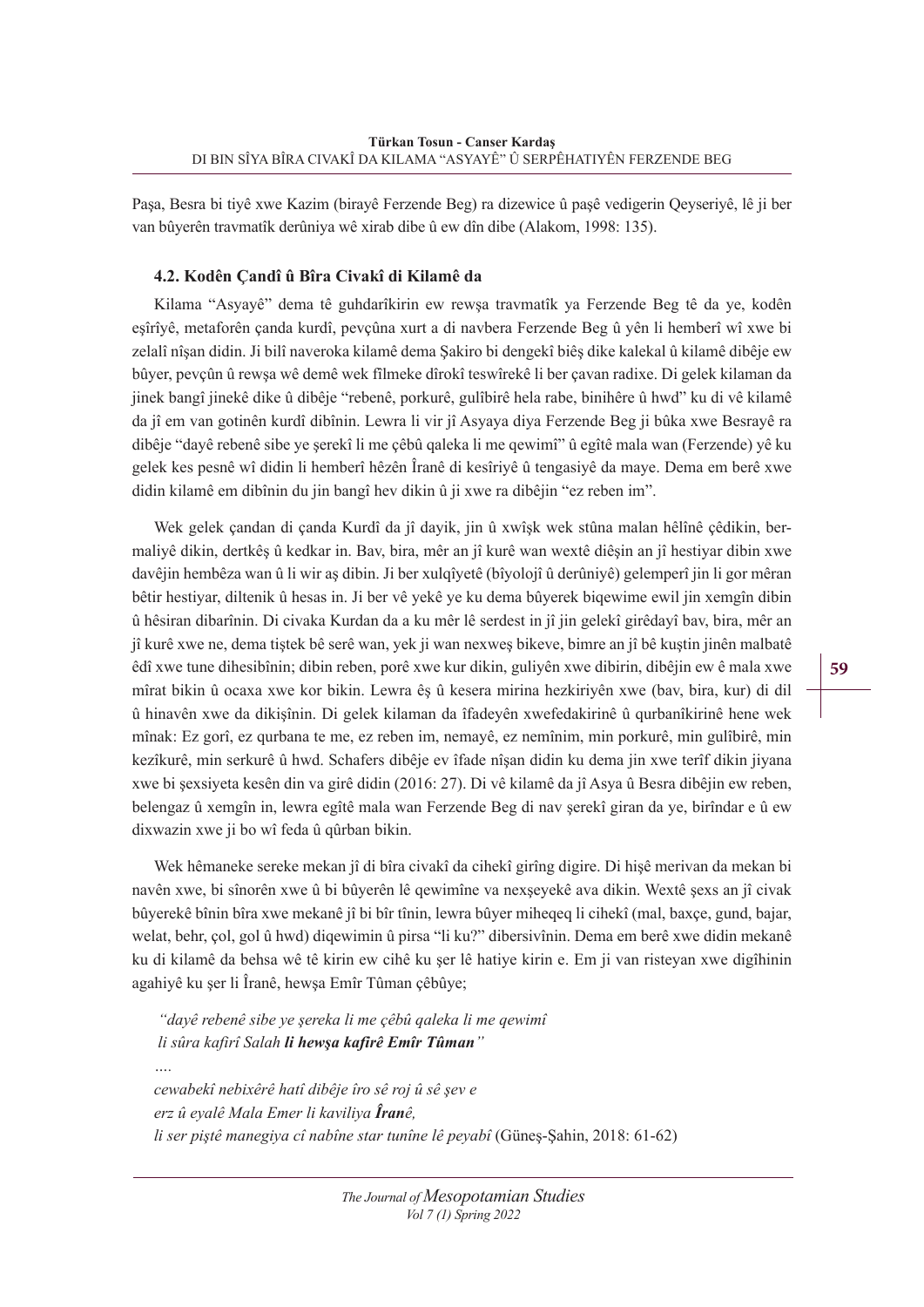Paşa, Besra bi tiyê xwe Kazim (birayê Ferzende Beg) ra dizewice û paşê vedigerin Qeyseriyê, lê ji ber van bûyerên travmatîk derûniya wê xirab dibe û ew dîn dibe (Alakom, 1998: 135).

### 4.2. Kodên Çandî û Bîra Civakî di Kilamê da

Kilama "Asyayê" dema tê guhdarîkirin ew rewşa travmatîk ya Ferzende Beg tê da ye, kodên eşîrîyê, metaforên çanda kurdî, pevçûna xurt a di navbera Ferzende Beg û yên li hemberî wî xwe bi zelalî nîşan didin. Ji bilî naveroka kilamê dema Şakiro bi dengekî biêş dike kalekal û kilamê dibêje ew bûyer, pevçûn û rewşa wê demê wek fîlmeke dîrokî teswîrekê li ber çavan radixe. Di gelek kilaman da jinek bangî jinekê dike û dibêje "rebenê, porkurê, gulîbirê hela rabe, binihêre û hwd" ku di vê kilamê da jî em van gotinên kurdî dibînin. Lewra li vir jî Asyaya diya Ferzende Beg ji bûka xwe Besrayê ra dibêje "dayê rebenê sibe ye şerekî li me çêbû qaleka li me qewimî" û egîtê mala wan (Ferzende) yê ku gelek kes pesnê wî didin li hemberî hêzên Îranê di kesîriyê û tengasiyê da maye. Dema em berê xwe didin kilamê em dibînin du jin bangî hev dikin û ji xwe ra dibêjin "ez reben im".

Wek gelek çandan di çanda Kurdî da jî dayik, jin û xwîşk wek stûna malan hêlînê çêdikin, bermaliyê dikin, dertkêş û kedkar in. Bav, bira, mêr an jî kurê wan wextê diêşin an jî hestiyar dibin xwe davêjin hembêza wan û li wir aş dibin. Ji ber xulqîyetê (bîyolojî û derûniyê) gelemperî jin li gor mêran bêtir hestiyar, diltenik û hesas in. Ji ber vê yekê ye ku dema bûyerek biqewime ewil jin xemgîn dibin û hêsiran dibarînin. Di civaka Kurdan da a ku mêr lê serdest in jî jin gelekî girêdayî bav, bira, mêr an jî kurê xwe ne, dema tiştek bê serê wan, yek ji wan nexweş bikeve, bimre an jî bê kuştin jinên malbatê êdî xwe tune dihesibînin; dibin reben, porê xwe kur dikin, guliyên xwe dibirin, dibêjin ew ê mala xwe mîrat bikin û ocaxa xwe kor bikin. Lewra êş û kesera mirina hezkiriyên xwe (bav, bira, kur) di dil û hinavên xwe da dikişînin. Di gelek kilaman da îfadeyên xwefedakirinê û qurbanîkirinê hene wek mînak: Ez gorî, ez qurbana te me, ez reben im, nemayê, ez nemînim, min porkurê, min gulîbirê, min kezîkurê, min serkurê û hwd. Schafers dibêje ev îfade nîşan didin ku dema jin xwe terîf dikin jiyana xwe bi şexsiyeta kesên din va girê didin (2016: 27). Di vê kilamê da jî Asya û Besra dibêjin ew reben, belengaz û xemgîn in, lewra egîtê mala wan Ferzende Beg di nav şerekî giran da ye, birîndar e û ew dixwazin xwe ji bo wî feda û qûrban bikin.

Wek hêmaneke sereke mekan jî di bîra civakî da cihekî girîng digire. Di hişê merivan da mekan bi navên xwe, bi sînorên xwe û bi bûyerên lê qewimîne va nexşeyekê ava dikin. Wextê şexs an jî civak bûyerekê bînin bîra xwe mekanê jî bi bîr tînin, lewra bûyer miheqeq li cihekî (mal, baxçe, gund, bajar, welat, behr, çol, gol û hwd) diqewimin û pirsa "li ku?" dibersivînin. Dema em berê xwe didin mekanê ku di kilamê da behsa wê tê kirin ew cihê ku şer lê hatiye kirin e. Em ji van risteyan xwe digîhinin agahiyê ku şer li Îranê, hewşa Emîr Tûman çêbûye;

*"dayê rebenê sibe ye şereka li me çêbû qaleka li me qewimî*
*li sûra kafirî Salah* ***li hewşa kafirê Emîr Tûman****"*

*....*

*cewabekî nebixêrê hatî dibêje îro sê roj û sê şev e*
*erz û eyalê Mala Emer li kaviliya* ***Îran****ê,*
*li ser piştê manegiya cî nabîne star tunîne lê peyabî* (Güneş-Şahin, 2018: 61-62)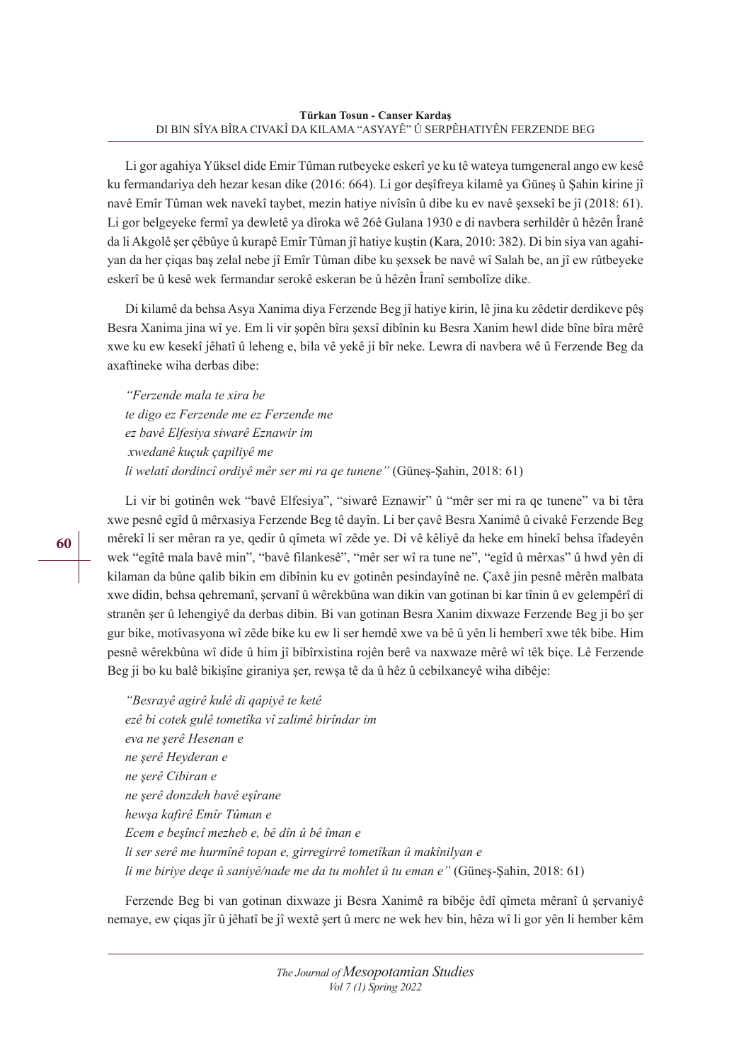Li gor agahiya Yüksel dide Emir Tûman rutbeyeke eskerî ye ku tê wateya tumgeneral ango ew kesê ku fermandariya deh hezar kesan dike (2016: 664). Li gor deşîfreya kilamê ya Güneş û Şahin kirine jî navê Emîr Tûman wek navekî taybet, mezin hatiye nivîsîn û dibe ku ev navê şexsekî be jî (2018: 61). Li gor belgeyeke fermî ya dewletê ya dîroka wê 26ê Gulana 1930 e di navbera serhildêr û hêzên Îranê da li Akgolê şer çêbûye û kurapê Emîr Tûman jî hatiye kuştin (Kara, 2010: 382). Di bin siya van agahiyan da her çiqas baş zelal nebe jî Emîr Tûman dibe ku şexsek be navê wî Salah be, an jî ew rûtbeyeke eskerî be û kesê wek fermandar serokê eskeran be û hêzên Îranî sembolîze dike.

Di kilamê da behsa Asya Xanima diya Ferzende Beg jî hatiye kirin, lê jina ku zêdetir derdikeve pêş Besra Xanima jina wî ye. Em li vir şopên bîra şexsî dibînin ku Besra Xanim hewl dide bîne bîra mêrê xwe ku ew kesekî jêhatî û leheng e, bila vê yekê ji bîr neke. Lewra di navbera wê û Ferzende Beg da axaftineke wiha derbas dibe:

*"Ferzende mala te xira be*
*te digo ez Ferzende me ez Ferzende me*
*ez bavê Elfesiya siwarê Eznawir im*
*xwedanê kuçuk çapiliyê me*
*li welatî dordincî ordiyê mêr ser mi ra qe tunene"* (Güneş-Şahin, 2018: 61)

Li vir bi gotinên wek "bavê Elfesiya", "siwarê Eznawir" û "mêr ser mi ra qe tunene" va bi têra xwe pesnê egîd û mêrxasiya Ferzende Beg tê dayîn. Li ber çavê Besra Xanimê û civakê Ferzende Beg mêrekî li ser mêran ra ye, qedir û qîmeta wî zêde ye. Di vê kêliyê da heke em hinekî behsa îfadeyên wek "egîtê mala bavê min", "bavê filankesê", "mêr ser wî ra tune ne", "egîd û mêrxas" û hwd yên di kilaman da bûne qalib bikin em dibînin ku ev gotinên pesindayînê ne. Çaxê jin pesnê mêrên malbata xwe didin, behsa qehremanî, şervanî û wêrekbûna wan dikin van gotinan bi kar tînin û ev gelempêrî di stranên şer û lehengiyê da derbas dibin. Bi van gotinan Besra Xanim dixwaze Ferzende Beg ji bo şer gur bike, motîvasyona wî zêde bike ku ew li ser hemdê xwe va bê û yên li hemberî xwe têk bibe. Him pesnê wêrekbûna wî dide û him jî bibîrxistina rojên berê va naxwaze mêrê wî têk biçe. Lê Ferzende Beg ji bo ku balê bikişîne giraniya şer, rewşa tê da û hêz û cebilxaneyê wiha dibêje:

*"Besrayê agirê kulê di qapiyê te ketê*
*ezê bi cotek gulê tometîka vî zalimê birîndar im*
*eva ne şerê Hesenan e*
*ne şerê Heyderan e*
*ne şerê Cibiran e*
*ne şerê donzdeh bavê eşîrane*
*hewşa kafirê Emîr Tûman e*
*Ecem e beşîncî mezheb e, bê dîn û bê îman e*
*li ser serê me hurmînê topan e, girregirrê tometîkan û makînilyan e*
*li me biriye deqe û saniyê/nade me da tu mohlet û tu eman e"* (Güneş-Şahin, 2018: 61)

Ferzende Beg bi van gotinan dixwaze ji Besra Xanimê ra bibêje êdî qîmeta mêranî û şervaniyê nemaye, ew çiqas jîr û jêhatî be jî wextê şert û merc ne wek hev bin, hêza wî li gor yên li hember kêm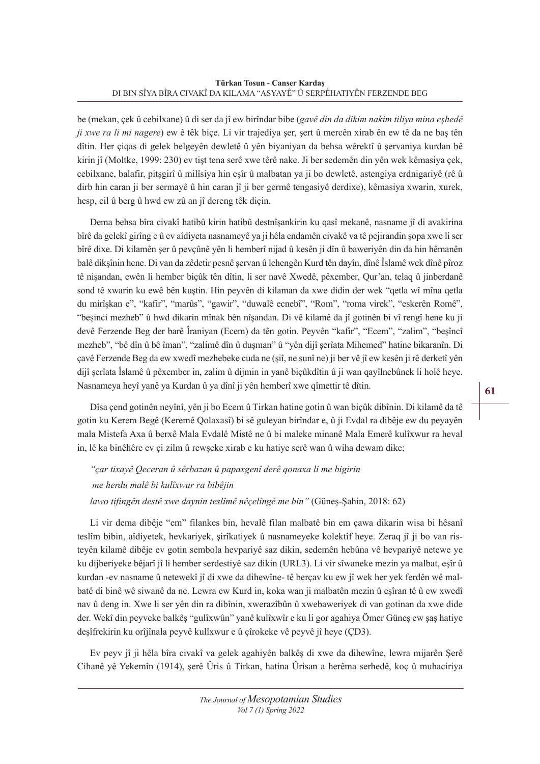be (mekan, çek û cebilxane) û di ser da jî ew birîndar bibe (*gavê din da dikim nakim tiliya mina eşhedê ji xwe ra li mi nagere*) ew ê têk biçe. Li vir trajediya şer, şert û mercên xirab ên ew tê da ne baş tên dîtin. Her çiqas di gelek belgeyên dewletê û yên biyaniyan da behsa wêrektî û şervaniya kurdan bê kirin jî (Moltke, 1999: 230) ev tişt tena serê xwe têrê nake. Ji ber sedemên din yên wek kêmasiya çek, cebilxane, balafir, pitşgirî û milîsiya hin eşîr û malbatan ya ji bo dewletê, astengiya erdnigariyê (rê û dirb hin caran ji ber sermayê û hin caran jî ji ber germê tengasiyê derdixe), kêmasiya xwarin, xurek, hesp, cil û berg û hwd ew zû an jî dereng têk diçin.

Dema behsa bîra civakî hatibû kirin hatibû destnîşankirin ku qasî mekanê, nasname jî di avakirina bîrê da gelekî girîng e û ev aîdiyeta nasnameyê ya ji hêla endamên civakê va tê pejirandin şopa xwe li ser bîrê dixe. Di kilamên şer û pevçûnê yên li hemberî nijad û kesên ji dîn û baweriyên din da hin hêmanên balê dikşînin hene. Di van da zêdetir pesnê şervan û lehengên Kurd tên dayîn, dînê Îslamê wek dînê pîroz tê nişandan, ewên li hember biçûk tên dîtin, li ser navê Xwedê, pêxember, Qur'an, telaq û jinberdanê sond tê xwarin ku ewê bên kuştin. Hin peyvên di kilaman da xwe didin der wek "qetla wî mîna qetla du mirîşkan e", "kafir", "marûs", "gawir", "duwalê ecnebî", "Rom", "roma virek", "eskerên Romê", "beşinci mezheb" û hwd dikarin mînak bên nîşandan. Di vê kilamê da jî gotinên bi vî rengî hene ku ji devê Ferzende Beg der barê Îraniyan (Ecem) da tên gotin. Peyvên "kafir", "Ecem", "zalim", "beşîncî mezheb", "bê dîn û bê îman", "zalimê dîn û duşman" û "yên dijî şerîata Mihemed" hatine bikaranîn. Di çavê Ferzende Beg da ew xwedî mezhebeke cuda ne (şiî, ne sunî ne) ji ber vê jî ew kesên ji rê derketî yên dijî şerîata Îslamê û pêxember in, zalim û dijmin in yanê biçûkdîtin û ji wan qayîlnebûnek li holê heye. Nasnameya heyî yanê ya Kurdan û ya dînî ji yên hemberî xwe qîmettir tê dîtin.

Dîsa çend gotinên neyînî, yên ji bo Ecem û Tirkan hatine gotin û wan biçûk dibînin. Di kilamê da tê gotin ku Kerem Begê (Keremê Qolaxasî) bi sê guleyan birîndar e, û ji Evdal ra dibêje ew du peyayên mala Mistefa Axa û berxê Mala Evdalê Mistê ne û bi maleke minanê Mala Emerê kulîxwur ra heval in, lê ka binêhêre ev çi zilm û rewşeke xirab e ku hatiye serê wan û wiha dewam dike;

*"çar tixayê Qeceran û sêrbazan û papaxgenî derê qonaxa li me bigirin*

*me herdu malê bi kulîxwur ra bibêjin*

*lawo tifingên destê xwe daynin teslîmê nêçelîngê me bin"* (Güneş-Şahin, 2018: 62)

Li vir dema dibêje "em" filankes bin, hevalê filan malbatê bin em çawa dikarin wisa bi hêsanî teslîm bibin, aîdiyetek, hevkariyek, şirîkatiyek û nasnameyeke kolektîf heye. Zeraq jî ji bo van risteyên kilamê dibêje ev gotin sembola hevpariyê saz dikin, sedemên hebûna vê hevpariyê netewe ye ku dijberiyeke bêjarî jî li hember serdestiyê saz dikin (URL3). Li vir sîwaneke mezin ya malbat, eşîr û kurdan -ev nasname û netewekî jî di xwe da dihewîne- tê berçav ku ew jî wek her yek ferdên wê malbatê di binê wê siwanê da ne. Lewra ew Kurd in, koka wan ji malbatên mezin û eşîran tê û ew xwedî nav û deng in. Xwe li ser yên din ra dibînin, xwerazîbûn û xwebaweriyek di van gotinan da xwe dide der. Wekî din peyveke balkêş "gulîxwûn" yanê kulîxwîr e ku li gor agahiya Ömer Güneş ew şaş hatiye deşîfrekirin ku orîjînala peyvê kulîxwur e û çîrokeke vê peyvê jî heye (ÇD3).

Ev peyv jî ji hêla bîra civakî va gelek agahiyên balkêş di xwe da dihewîne, lewra mijarên Şerê Cihanê yê Yekemîn (1914), şerê Ûris û Tirkan, hatina Ûrisan a herêma serhedê, koç û muhaciriya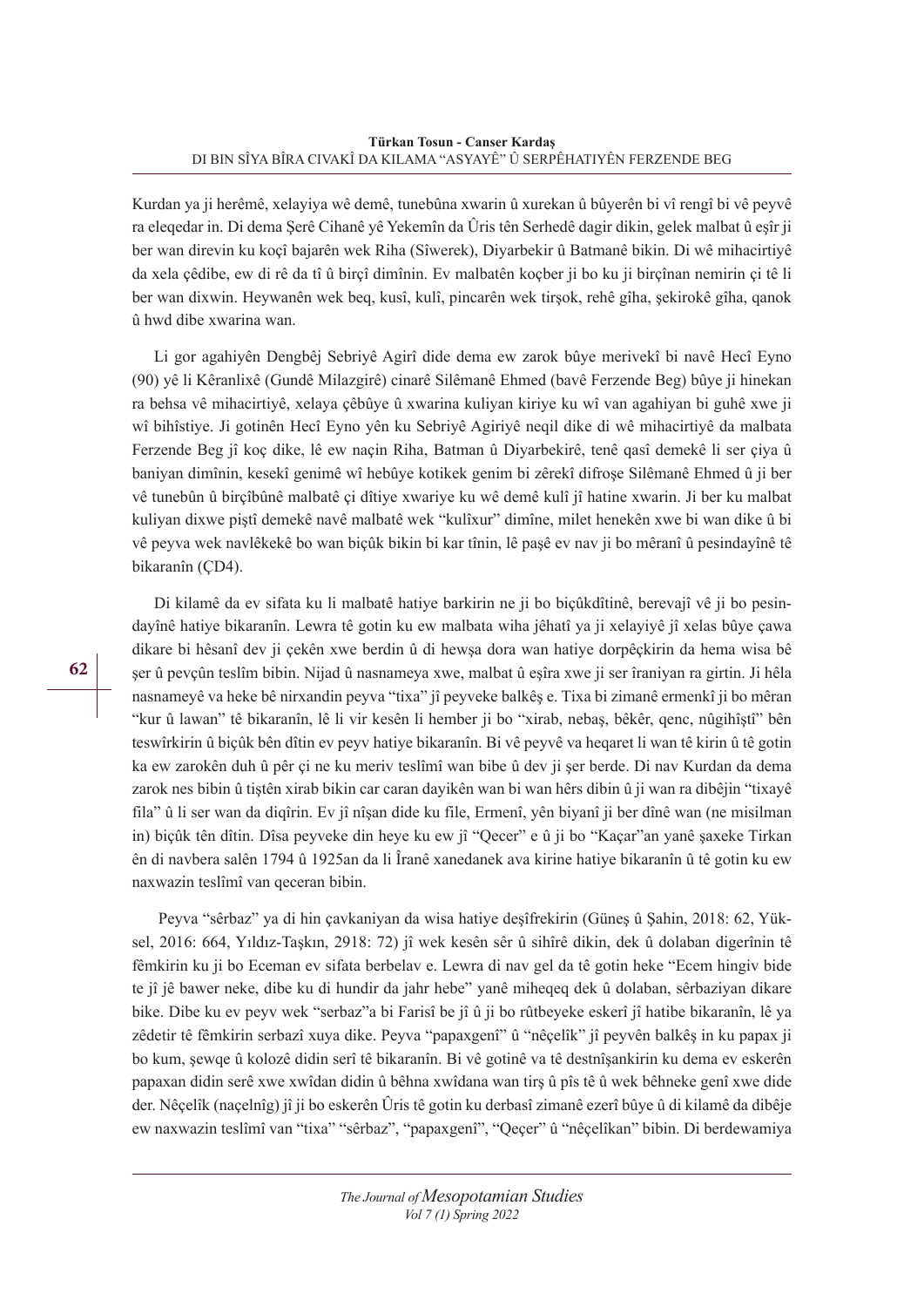Kurdan ya ji herêmê, xelayiya wê demê, tunebûna xwarin û xurekan û bûyerên bi vî rengî bi vê peyvê ra eleqedar in. Di dema Şerê Cihanê yê Yekemîn da Ûris tên Serhedê dagir dikin, gelek malbat û eşîr ji ber wan direvin ku koçî bajarên wek Riha (Sîwerek), Diyarbekir û Batmanê bikin. Di wê mihacirtiyê da xela çêdibe, ew di rê da tî û birçî dimînin. Ev malbatên koçber ji bo ku ji birçînan nemirin çi tê li ber wan dixwin. Heywanên wek beq, kusî, kulî, pincarên wek tirşok, rehê gîha, şekirokê gîha, qanok û hwd dibe xwarina wan.

Li gor agahiyên Dengbêj Sebriyê Agirî dide dema ew zarok bûye merivekî bi navê Hecî Eyno (90) yê li Kêranlixê (Gundê Milazgirê) cinarê Silêmanê Ehmed (bavê Ferzende Beg) bûye ji hinekan ra behsa vê mihacirtiyê, xelaya çêbûye û xwarina kuliyan kiriye ku wî van agahiyan bi guhê xwe ji wî bihîstiye. Ji gotinên Hecî Eyno yên ku Sebriyê Agiriyê neqil dike di wê mihacirtiyê da malbata Ferzende Beg jî koç dike, lê ew naçin Riha, Batman û Diyarbekirê, tenê qasî demekê li ser çiya û baniyan dimînin, kesekî genimê wî hebûye kotikek genim bi zêrekî difroşe Silêmanê Ehmed û ji ber vê tunebûn û birçîbûnê malbatê çi dîtiye xwariye ku wê demê kulî jî hatine xwarin. Ji ber ku malbat kuliyan dixwe piştî demekê navê malbatê wek "kulîxur" dimîne, milet henekên xwe bi wan dike û bi vê peyva wek navlêkekê bo wan biçûk bikin bi kar tînin, lê paşê ev nav ji bo mêranî û pesindayînê tê bikaranîn (ÇD4).

Di kilamê da ev sifata ku li malbatê hatiye barkirin ne ji bo biçûkdîtinê, berevajî vê ji bo pesindayînê hatiye bikaranîn. Lewra tê gotin ku ew malbata wiha jêhatî ya ji xelayiyê jî xelas bûye çawa dikare bi hêsanî dev ji çekên xwe berdin û di hewşa dora wan hatiye dorpêçkirin da hema wisa bê şer û pevçûn teslîm bibin. Nijad û nasnameya xwe, malbat û eşîra xwe ji ser îraniyan ra girtin. Ji hêla nasnameyê va heke bê nirxandin peyva "tixa" jî peyveke balkêş e. Tixa bi zimanê ermenkî ji bo mêran "kur û lawan" tê bikaranîn, lê li vir kesên li hember ji bo "xirab, nebaş, bêkêr, qenc, nûgihîştî" bên teswîrkirin û biçûk bên dîtin ev peyv hatiye bikaranîn. Bi vê peyvê va heqaret li wan tê kirin û tê gotin ka ew zarokên duh û pêr çi ne ku meriv teslîmî wan bibe û dev ji şer berde. Di nav Kurdan da dema zarok nes bibin û tiştên xirab bikin car caran dayikên wan bi wan hêrs dibin û ji wan ra dibêjin "tixayê fila" û li ser wan da diqîrin. Ev jî nîşan dide ku file, Ermenî, yên biyanî ji ber dînê wan (ne misilman in) biçûk tên dîtin. Dîsa peyveke din heye ku ew jî "Qecer" e û ji bo "Kaçar"an yanê şaxeke Tirkan ên di navbera salên 1794 û 1925an da li Îranê xanedanek ava kirine hatiye bikaranîn û tê gotin ku ew naxwazin teslîmî van qeceran bibin.

Peyva "sêrbaz" ya di hin çavkaniyan da wisa hatiye deşîfrekirin (Güneş û Şahin, 2018: 62, Yüksel, 2016: 664, Yıldız-Taşkın, 2918: 72) jî wek kesên sêr û sihîrê dikin, dek û dolaban digerînin tê fêmkirin ku ji bo Eceman ev sifata berbelav e. Lewra di nav gel da tê gotin heke "Ecem hingiv bide te jî jê bawer neke, dibe ku di hundir da jahr hebe" yanê miheqeq dek û dolaban, sêrbaziyan dikare bike. Dibe ku ev peyv wek "serbaz"a bi Farisî be jî û ji bo rûtbeyeke eskerî jî hatibe bikaranîn, lê ya zêdetir tê fêmkirin serbazî xuya dike. Peyva "papaxgenî" û "nêçelîk" jî peyvên balkêş in ku papax ji bo kum, şewqe û kolozê didin serî tê bikaranîn. Bi vê gotinê va tê destnîşankirin ku dema ev eskerên papaxan didin serê xwe xwîdan didin û bêhna xwîdana wan tirş û pîs tê û wek bêhneke genî xwe dide der. Nêçelîk (naçelnîg) jî ji bo eskerên Ûris tê gotin ku derbasî zimanê ezerî bûye û di kilamê da dibêje ew naxwazin teslîmî van "tixa" "sêrbaz", "papaxgenî", "Qeçer" û "nêçelîkan" bibin. Di berdewamiya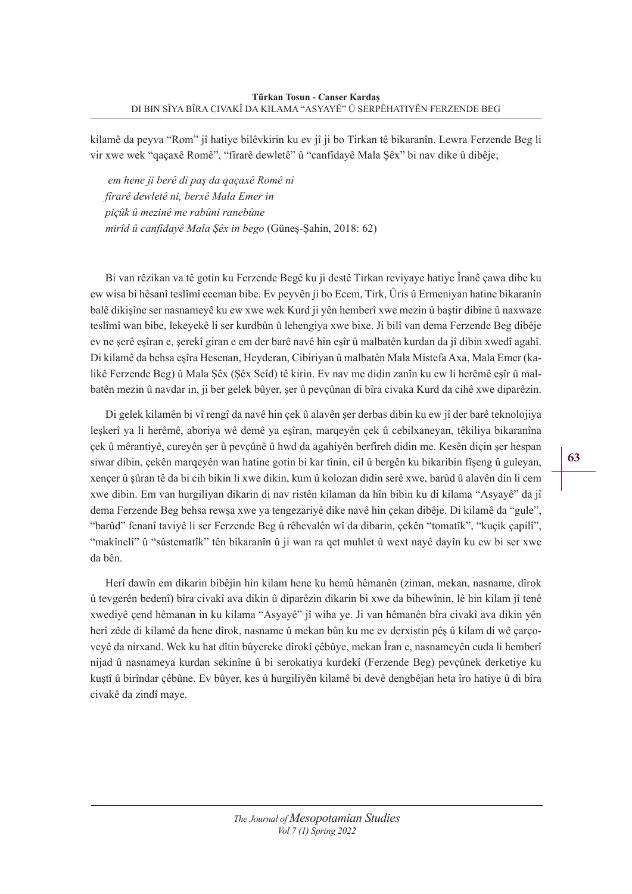kilamê da peyva "Rom" jî hatiye bilêvkirin ku ev jî ji bo Tirkan tê bikaranîn. Lewra Ferzende Beg li vir xwe wek "qaçaxê Romê", "fîrarê dewletê" û "canfîdayê Mala Şêx" bi nav dike û dibêje;

> *em hene ji berê di paş da qaçaxê Romê ni*
> *fîrarê dewletê ni, berxê Mala Emer in*
> *piçûk û mezinê me rabûni ranebûne*
> *mirîd û canfîdayê Mala Şêx in bego* (Güneş-Şahin, 2018: 62)

Bi van rêzikan va tê gotin ku Ferzende Begê ku ji destê Tirkan reviyaye hatiye Îranê çawa dibe ku ew wisa bi hêsanî teslîmî eceman bibe. Ev peyvên ji bo Ecem, Tirk, Ûris û Ermeniyan hatine bikaranîn balê dikişîne ser nasnameyê ku ew xwe wek Kurd ji yên hemberî xwe mezin û baştir dibîne û naxwaze teslîmî wan bibe, lekeyekê li ser kurdbûn û lehengiya xwe bixe. Ji bilî van dema Ferzende Beg dibêje ev ne şerê eşîran e, şerekî giran e em der barê navê hin eşîr û malbatên kurdan da jî dibin xwedî agahî. Di kilamê da behsa eşîra Hesenan, Heyderan, Cibiriyan û malbatên Mala Mistefa Axa, Mala Emer (kalikê Ferzende Beg) û Mala Şêx (Şêx Seîd) tê kirin. Ev nav me didin zanîn ku ew li herêmê eşîr û malbatên mezin û navdar in, ji ber gelek bûyer, şer û pevçûnan di bîra civaka Kurd da cihê xwe diparêzin.

Di gelek kilamên bi vî rengî da navê hin çek û alavên şer derbas dibin ku ew jî der barê teknolojiya leşkerî ya li herêmê, aboriya wê demê ya eşîran, marqeyên çek û cebilxaneyan, têkiliya bikaranîna çek û mêrantiyê, cureyên şer û pevçûnê û hwd da agahiyên berfireh didin me. Kesên diçin şer hespan siwar dibin, çekên marqeyên wan hatine gotin bi kar tînin, cil û bergên ku bikaribin fîşeng û guleyan, xençer û şûran tê da bi cih bikin li xwe dikin, kum û kolozan didin serê xwe, barûd û alavên din li cem xwe dibin. Em van hurgiliyan dikarin di nav ristên kilaman da hîn bibin ku di kilama "Asyayê" da jî dema Ferzende Beg behsa rewşa xwe ya tengezariyê dike navê hin çekan dibêje. Di kilamê da "gule", "barûd" fenanî taviyê li ser Ferzende Beg û rêhevalên wî da dibarin, çekên "tomatîk", "kuçik çapilî", "makînelî" û "sûstematîk" tên bikaranîn û ji wan ra qet muhlet û wext nayê dayîn ku ew bi ser xwe da bên.

Herî dawîn em dikarin bibêjin hin kilam hene ku hemû hêmanên (ziman, mekan, nasname, dîrok û tevgerên bedenî) bîra civakî ava dikin û diparêzin dikarin bi xwe da bihewînin, lê hin kilam jî tenê xwediyê çend hêmanan in ku kilama "Asyayê" jî wiha ye. Ji van hêmanên bîra civakî ava dikin yên herî zêde di kilamê da hene dîrok, nasname û mekan bûn ku me ev derxistin pêş û kilam di wê çarçoveyê da nirxand. Wek ku hat dîtin bûyereke dîrokî çêbûye, mekan Îran e, nasnameyên cuda li hemberî nijad û nasnameya kurdan sekinîne û bi serokatiya kurdekî (Ferzende Beg) pevçûnek derketiye ku kuştî û birîndar çêbûne. Ev bûyer, kes û hurgiliyên kilamê bi devê dengbêjan heta îro hatiye û di bîra civakê da zindî maye.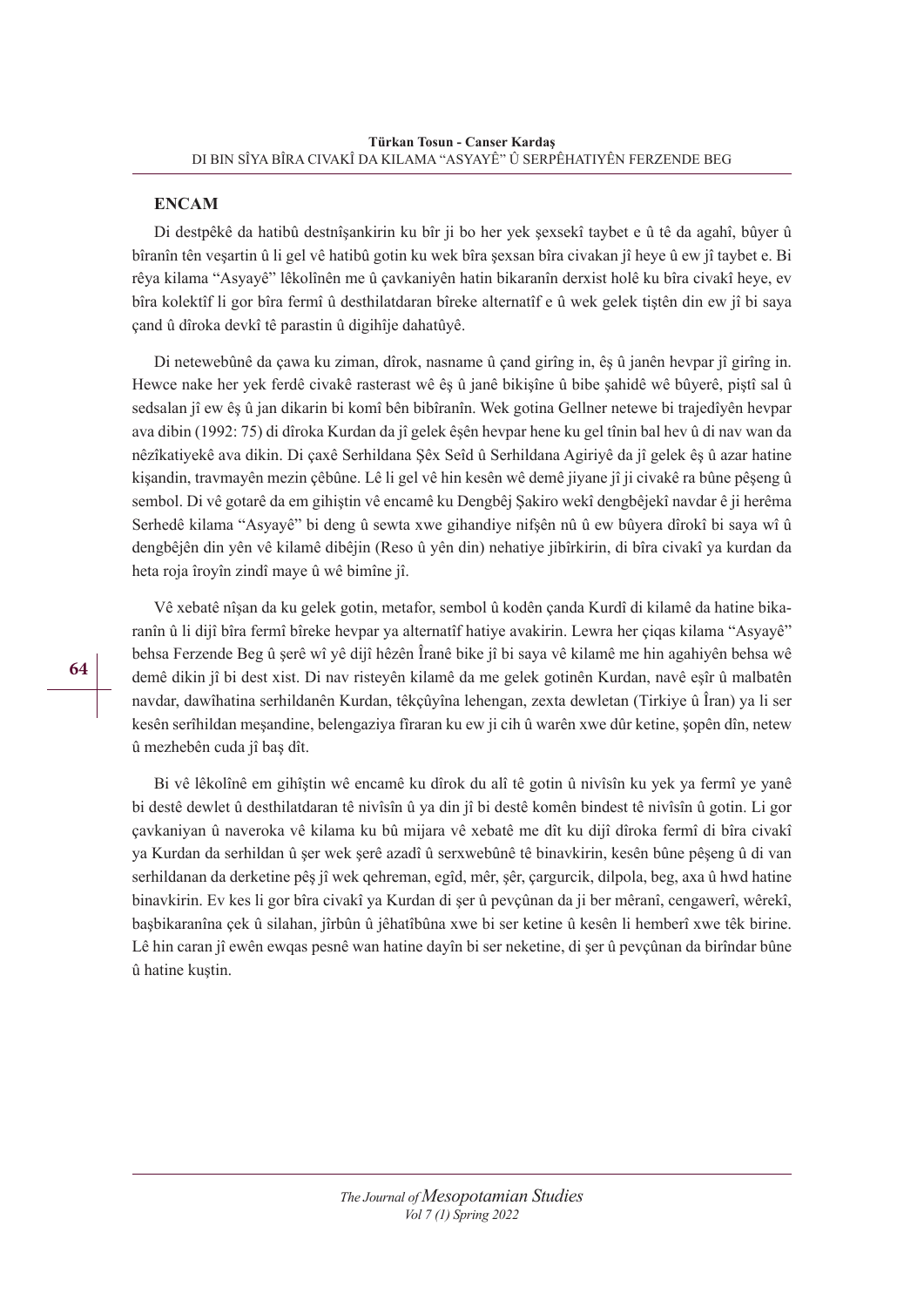## ENCAM

Di destpêkê da hatibû destnîşankirin ku bîr ji bo her yek şexsekî taybet e û tê da agahî, bûyer û bîranîn tên veşartin û li gel vê hatibû gotin ku wek bîra şexsan bîra civakan jî heye û ew jî taybet e. Bi rêya kilama "Asyayê" lêkolînên me û çavkaniyên hatin bikaranîn derxist holê ku bîra civakî heye, ev bîra kolektîf li gor bîra fermî û desthilatdaran bîreke alternatîf e û wek gelek tiştên din ew jî bi saya çand û dîroka devkî tê parastin û digihîje dahatûyê.

Di netewebûnê da çawa ku ziman, dîrok, nasname û çand girîng in, êş û janên hevpar jî girîng in. Hewce nake her yek ferdê civakê rasterast wê êş û janê bikişîne û bibe şahidê wê bûyerê, piştî sal û sedsalan jî ew êş û jan dikarin bi komî bên bibîranîn. Wek gotina Gellner netewe bi trajedîyên hevpar ava dibin (1992: 75) di dîroka Kurdan da jî gelek êşên hevpar hene ku gel tînin bal hev û di nav wan da nêzîkatiyekê ava dikin. Di çaxê Serhildana Şêx Seîd û Serhildana Agiriyê da jî gelek êş û azar hatine kişandin, travmayên mezin çêbûne. Lê li gel vê hin kesên wê demê jiyane jî ji civakê ra bûne pêşeng û sembol. Di vê gotarê da em gihiştin vê encamê ku Dengbêj Şakiro wekî dengbêjekî navdar ê ji herêma Serhedê kilama "Asyayê" bi deng û sewta xwe gihandiye nifşên nû û ew bûyera dîrokî bi saya wî û dengbêjên din yên vê kilamê dibêjin (Reso û yên din) nehatiye jibîrkirin, di bîra civakî ya kurdan da heta roja îroyîn zindî maye û wê bimîne jî.

Vê xebatê nîşan da ku gelek gotin, metafor, sembol û kodên çanda Kurdî di kilamê da hatine bikaranîn û li dijî bîra fermî bîreke hevpar ya alternatîf hatiye avakirin. Lewra her çiqas kilama "Asyayê" behsa Ferzende Beg û şerê wî yê dijî hêzên Îranê bike jî bi saya vê kilamê me hin agahiyên behsa wê demê dikin jî bi dest xist. Di nav risteyên kilamê da me gelek gotinên Kurdan, navê eşîr û malbatên navdar, dawîhatina serhildanên Kurdan, têkçûyîna lehengan, zexta dewletan (Tirkiye û Îran) ya li ser kesên serîhildan meşandine, belengaziya fîraran ku ew ji cih û warên xwe dûr ketine, şopên dîn, netew û mezhebên cuda jî baş dît.

Bi vê lêkolînê em gihîştin wê encamê ku dîrok du alî tê gotin û nivîsîn ku yek ya fermî ye yanê bi destê dewlet û desthilatdaran tê nivîsîn û ya din jî bi destê komên bindest tê nivîsîn û gotin. Li gor çavkaniyan û naveroka vê kilama ku bû mijara vê xebatê me dît ku dijî dîroka fermî di bîra civakî ya Kurdan da serhildan û şer wek şerê azadî û serxwebûnê tê binavkirin, kesên bûne pêşeng û di van serhildanan da derketine pêş jî wek qehreman, egîd, mêr, şêr, çargurcik, dilpola, beg, axa û hwd hatine binavkirin. Ev kes li gor bîra civakî ya Kurdan di şer û pevçûnan da ji ber mêranî, cengawerî, wêrekî, başbikaranîna çek û silahan, jîrbûn û jêhatîbûna xwe bi ser ketine û kesên li hemberî xwe têk birine. Lê hin caran jî ewên ewqas pesnê wan hatine dayîn bi ser neketine, di şer û pevçûnan da birîndar bûne û hatine kuştin.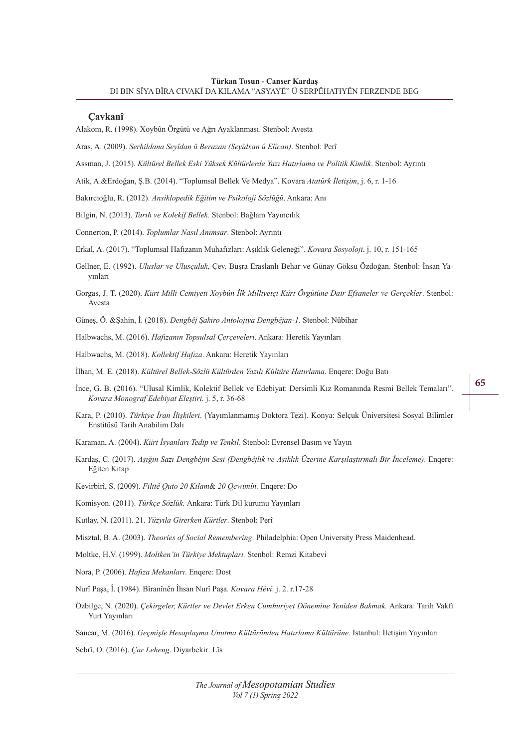## Çavkanî

Alakom, R. (1998). Xoybûn Örgütü ve Ağrı Ayaklanması. Stenbol: Avesta

Aras, A. (2009). *Serhildana Seyîdan û Berazan (Seyîdxan û Elîcan)*. Stenbol: Perî

Assman, J. (2015). *Kültürel Bellek Eski Yüksek Kültürlerde Yazı Hatırlama ve Politik Kimlik*. Stenbol: Ayrıntı

Atik, A.&Erdoğan, Ş.B. (2014). "Toplumsal Bellek Ve Medya". Kovara *Atatürk İletişim*, j. 6, r. 1-16

Bakırcıoğlu, R. (2012). *Ansiklopedik Eğitim ve Psikoloji Sözlüğü*. Ankara: Anı

Bilgin, N. (2013). *Tarıh ve Kolekif Bellek.* Stenbol: Bağlam Yayıncılık

Connerton, P. (2014). *Toplumlar Nasıl Anımsar*. Stenbol: Ayrıntı

Erkal, A. (2017). "Toplumsal Hafızanın Muhafızları: Aşıklık Geleneği". *Kovara Sosyoloji*. j. 10, r. 151-165

Gellner, E. (1992). *Uluslar ve Ulusçuluk*, Çev. Büşra Eraslanlı Behar ve Günay Göksu Özdoğan. Stenbol: İnsan Yayınları

Gorgas, J. T. (2020). *Kürt Milli Cemiyeti Xoybûn İlk Milliyetçi Kürt Örgütüne Dair Efsaneler ve Gerçekler*. Stenbol: Avesta

Güneş, Ö. &Şahin, İ. (2018). *Dengbêj Şakiro Antolojiya Dengbêjan-1*. Stenbol: Nûbihar

Halbwachs, M. (2016). *Hafızanın Topsulsal Çerçeveleri*. Ankara: Heretik Yayınları

Halbwachs, M. (2018). *Kollektif Hafıza*. Ankara: Heretik Yayınları

İlhan, M. E. (2018). *Kültürel Bellek-Sözlü Kültürden Yazılı Kültüre Hatırlama*. Enqere: Doğu Batı

İnce, G. B. (2016). "Ulusal Kimlik, Kolektif Bellek ve Edebiyat: Dersimli Kız Romanında Resmi Bellek Temaları". *Kovara Monograf Edebiyat Eleştiri.* j. 5, r. 36-68

Kara, P. (2010). *Türkiye İran İlişkileri*. (Yayımlanmamış Doktora Tezi). Konya: Selçuk Üniversitesi Sosyal Bilimler Enstitüsü Tarih Anabilim Dalı

Karaman, A. (2004). *Kürt İsyanları Tedip ve Tenkil*. Stenbol: Evrensel Basım ve Yayın

Kardaş, C. (2017). *Aşığın Sazı Dengbêjin Sesi (Dengbêjlik ve Aşıklık Üzerine Karşılaştırmalı Bir İnceleme)*. Enqere: Eğiten Kitap

Kevirbirî, S. (2009). *Filitê Quto 20 Kilam& 20 Qewimîn.* Enqere: Do

Komisyon. (2011). *Türkçe Sözlük.* Ankara: Türk Dil kurumu Yayınları

Kutlay, N. (2011). 21. *Yüzyıla Girerken Kürtler*. Stenbol: Perî

Misztal, B. A. (2003). *Theories of Social Remembering*. Philadelphia: Open University Press Maidenhead.

Moltke, H.V. (1999). *Moltken'in Türkiye Mektupları.* Stenbol: Remzi Kitabevi

Nora, P. (2006). *Hafıza Mekanları*. Enqere: Dost

Nurî Paşa, Î. (1984). Bîranînên Îhsan Nurî Paşa. *Kovara Hêvî*. j. 2. r.17-28

Özbilge, N. (2020). *Çekirgeler, Kürtler ve Devlet Erken Cumhuriyet Dönemine Yeniden Bakmak.* Ankara: Tarih Vakfı Yurt Yayınları

Sancar, M. (2016). *Geçmişle Hesaplaşma Unutma Kültüründen Hatırlama Kültürüne*. İstanbul: İletişim Yayınları

Sebrî, O. (2016). *Çar Leheng*. Diyarbekir: Lîs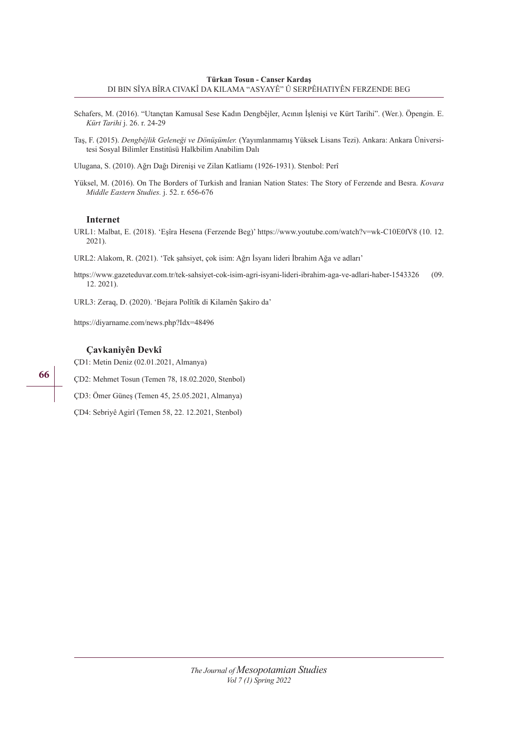Schafers, M. (2016). "Utançtan Kamusal Sese Kadın Dengbêjler, Acının İşlenişi ve Kürt Tarihi". (Wer.). Öpengin. E. *Kürt Tarihi* j. 26. r. 24-29

Taş, F. (2015). *Dengbêjlik Geleneği ve Dönüşümler.* (Yayımlanmamış Yüksek Lisans Tezi). Ankara: Ankara Üniversitesi Sosyal Bilimler Enstitüsü Halkbilim Anabilim Dalı

Ulugana, S. (2010). Ağrı Dağı Direnişi ve Zilan Katliamı (1926-1931). Stenbol: Perî

Yüksel, M. (2016). On The Borders of Turkish and İranian Nation States: The Story of Ferzende and Besra. *Kovara Middle Eastern Studies.* j. 52. r. 656-676

### Internet

URL1: Malbat, E. (2018). 'Eşîra Hesena (Ferzende Beg)' https://www.youtube.com/watch?v=wk-C10E0fV8 (10. 12. 2021).

URL2: Alakom, R. (2021). 'Tek şahsiyet, çok isim: Ağrı İsyanı lideri İbrahim Ağa ve adları'

https://www.gazeteduvar.com.tr/tek-sahsiyet-cok-isim-agri-isyani-lideri-ibrahim-aga-ve-adlari-haber-1543326 (09. 12. 2021).

URL3: Zeraq, D. (2020). 'Bejara Polîtîk di Kilamên Şakiro da'

https://diyarname.com/news.php?Idx=48496

### Çavkaniyên Devkî

ÇD1: Metin Deniz (02.01.2021, Almanya)

ÇD2: Mehmet Tosun (Temen 78, 18.02.2020, Stenbol)

ÇD3: Ömer Güneş (Temen 45, 25.05.2021, Almanya)

ÇD4: Sebriyê Agirî (Temen 58, 22. 12.2021, Stenbol)